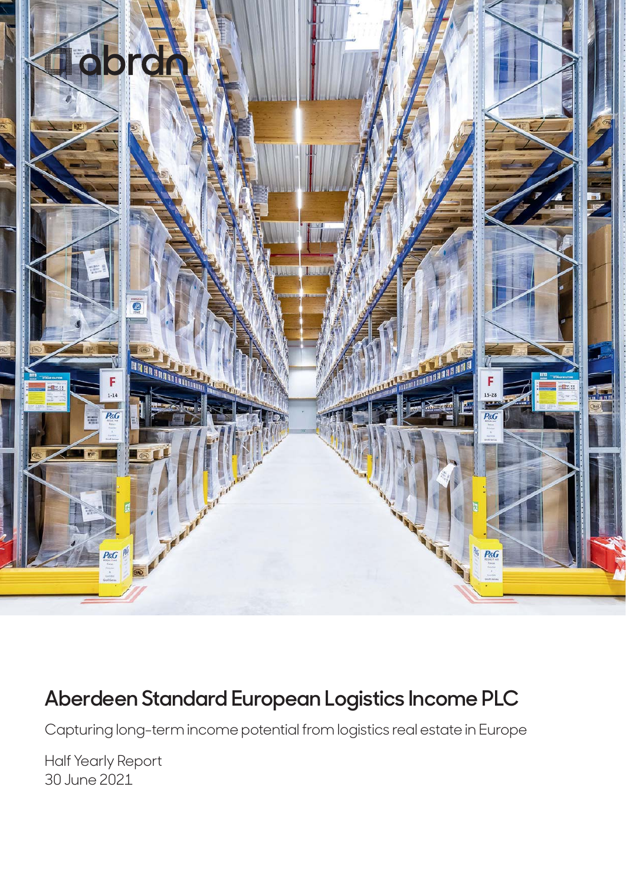abrdn

# Aberdeen Standard European Logistics Income PLC

Capturing long-term income potential from logistics real estate in Europe

Half Yearly Report
30 June 2021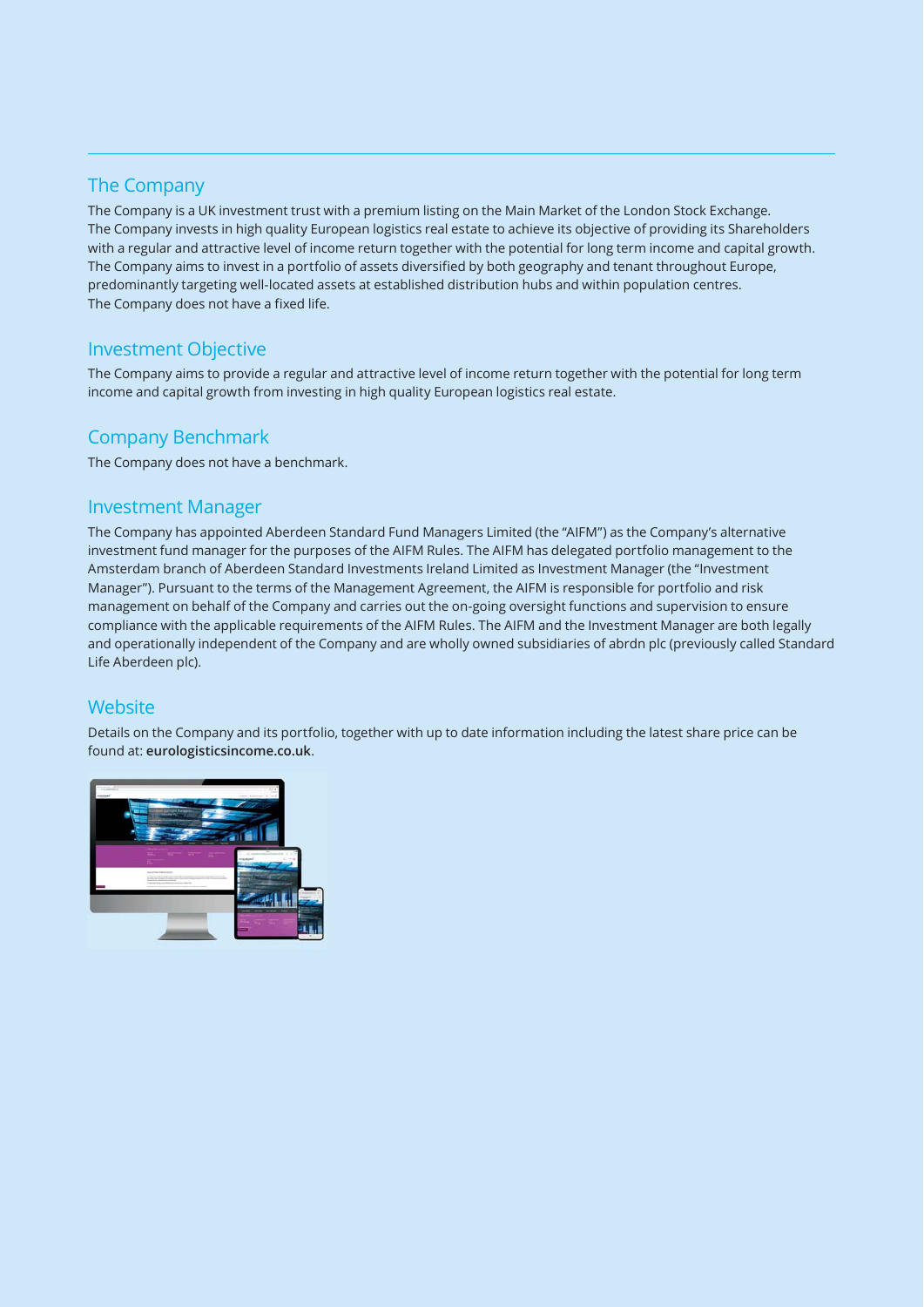## The Company

The Company is a UK investment trust with a premium listing on the Main Market of the London Stock Exchange. The Company invests in high quality European logistics real estate to achieve its objective of providing its Shareholders with a regular and attractive level of income return together with the potential for long term income and capital growth. The Company aims to invest in a portfolio of assets diversified by both geography and tenant throughout Europe, predominantly targeting well-located assets at established distribution hubs and within population centres. The Company does not have a fixed life.

## Investment Objective

The Company aims to provide a regular and attractive level of income return together with the potential for long term income and capital growth from investing in high quality European logistics real estate.

## Company Benchmark

The Company does not have a benchmark.

## Investment Manager

The Company has appointed Aberdeen Standard Fund Managers Limited (the "AIFM") as the Company's alternative investment fund manager for the purposes of the AIFM Rules. The AIFM has delegated portfolio management to the Amsterdam branch of Aberdeen Standard Investments Ireland Limited as Investment Manager (the "Investment Manager"). Pursuant to the terms of the Management Agreement, the AIFM is responsible for portfolio and risk management on behalf of the Company and carries out the on-going oversight functions and supervision to ensure compliance with the applicable requirements of the AIFM Rules. The AIFM and the Investment Manager are both legally and operationally independent of the Company and are wholly owned subsidiaries of abrdn plc (previously called Standard Life Aberdeen plc).

## Website

Details on the Company and its portfolio, together with up to date information including the latest share price can be found at: **eurologisticsincome.co.uk**.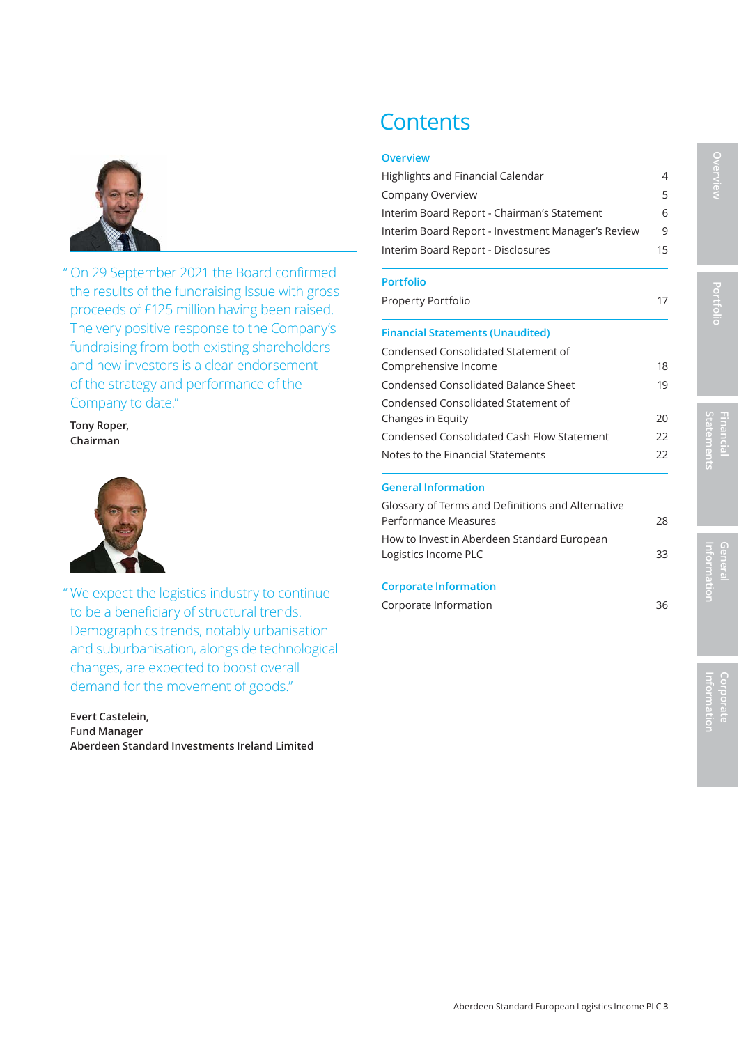"On 29 September 2021 the Board confirmed the results of the fundraising Issue with gross proceeds of £125 million having been raised. The very positive response to the Company's fundraising from both existing shareholders and new investors is a clear endorsement of the strategy and performance of the Company to date."

**Tony Roper,**
**Chairman**

"We expect the logistics industry to continue to be a beneficiary of structural trends. Demographics trends, notably urbanisation and suburbanisation, alongside technological changes, are expected to boost overall demand for the movement of goods."

**Evert Castelein,**
**Fund Manager**
**Aberdeen Standard Investments Ireland Limited**

# Contents

## Overview

| | |
|---|---|
| Highlights and Financial Calendar | 4 |
| Company Overview | 5 |
| Interim Board Report - Chairman's Statement | 6 |
| Interim Board Report - Investment Manager's Review | 9 |
| Interim Board Report - Disclosures | 15 |

## Portfolio

| | |
|---|---|
| Property Portfolio | 17 |

## Financial Statements (Unaudited)

| | |
|---|---|
| Condensed Consolidated Statement of Comprehensive Income | 18 |
| Condensed Consolidated Balance Sheet | 19 |
| Condensed Consolidated Statement of Changes in Equity | 20 |
| Condensed Consolidated Cash Flow Statement | 22 |
| Notes to the Financial Statements | 22 |

## General Information

| | |
|---|---|
| Glossary of Terms and Definitions and Alternative Performance Measures | 28 |
| How to Invest in Aberdeen Standard European Logistics Income PLC | 33 |

## Corporate Information

| | |
|---|---|
| Corporate Information | 36 |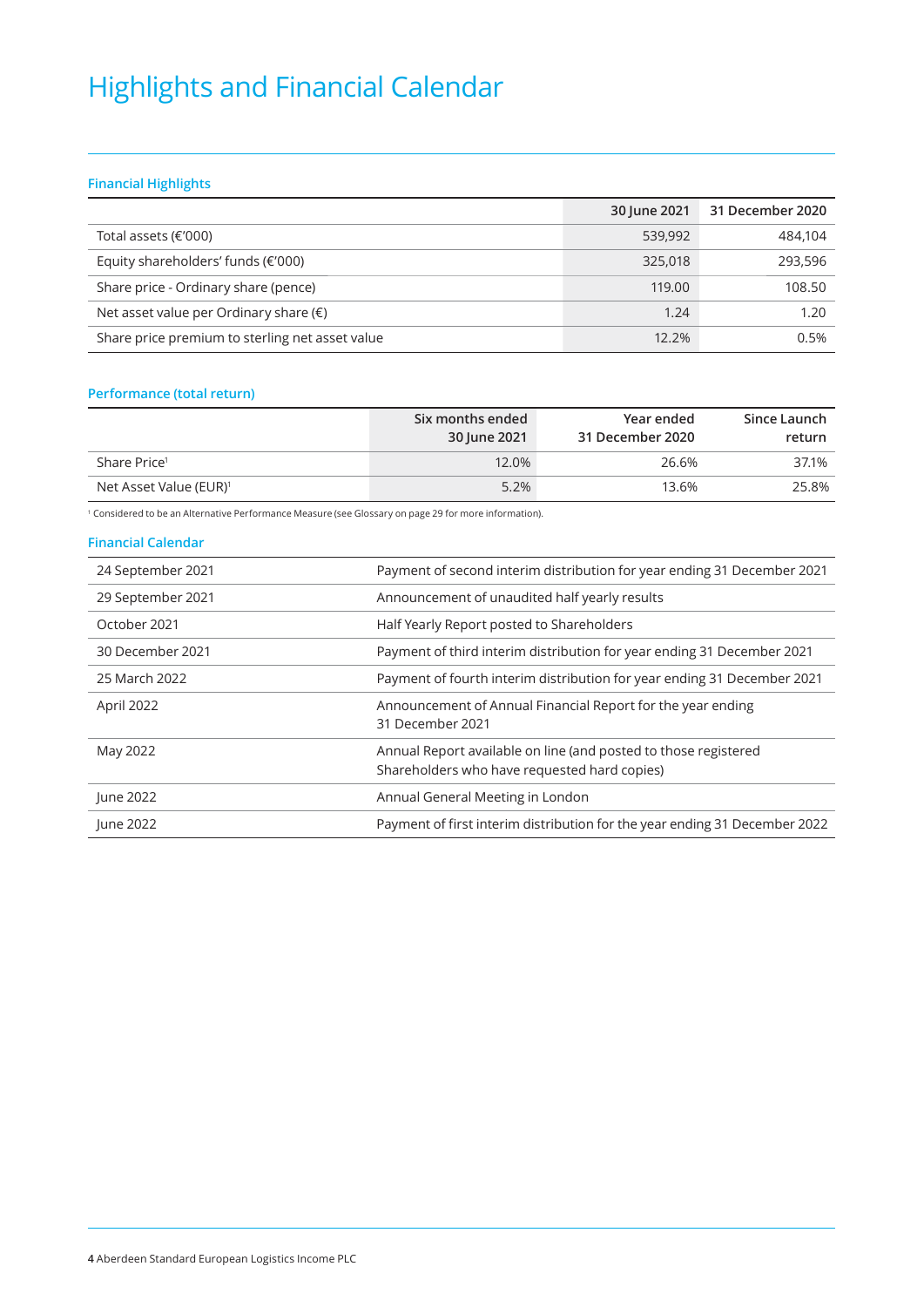# Highlights and Financial Calendar

## Financial Highlights

| | 30 June 2021 | 31 December 2020 |
|---|---|---|
| Total assets (€'000) | 539,992 | 484,104 |
| Equity shareholders' funds (€'000) | 325,018 | 293,596 |
| Share price - Ordinary share (pence) | 119.00 | 108.50 |
| Net asset value per Ordinary share (€) | 1.24 | 1.20 |
| Share price premium to sterling net asset value | 12.2% | 0.5% |

## Performance (total return)

| | Six months ended 30 June 2021 | Year ended 31 December 2020 | Since Launch return |
|---|---|---|---|
| Share Price[1] | 12.0% | 26.6% | 37.1% |
| Net Asset Value (EUR)[1] | 5.2% | 13.6% | 25.8% |

[1] Considered to be an Alternative Performance Measure (see Glossary on page 29 for more information).

## Financial Calendar

| | |
|---|---|
| 24 September 2021 | Payment of second interim distribution for year ending 31 December 2021 |
| 29 September 2021 | Announcement of unaudited half yearly results |
| October 2021 | Half Yearly Report posted to Shareholders |
| 30 December 2021 | Payment of third interim distribution for year ending 31 December 2021 |
| 25 March 2022 | Payment of fourth interim distribution for year ending 31 December 2021 |
| April 2022 | Announcement of Annual Financial Report for the year ending 31 December 2021 |
| May 2022 | Annual Report available on line (and posted to those registered Shareholders who have requested hard copies) |
| June 2022 | Annual General Meeting in London |
| June 2022 | Payment of first interim distribution for the year ending 31 December 2022 |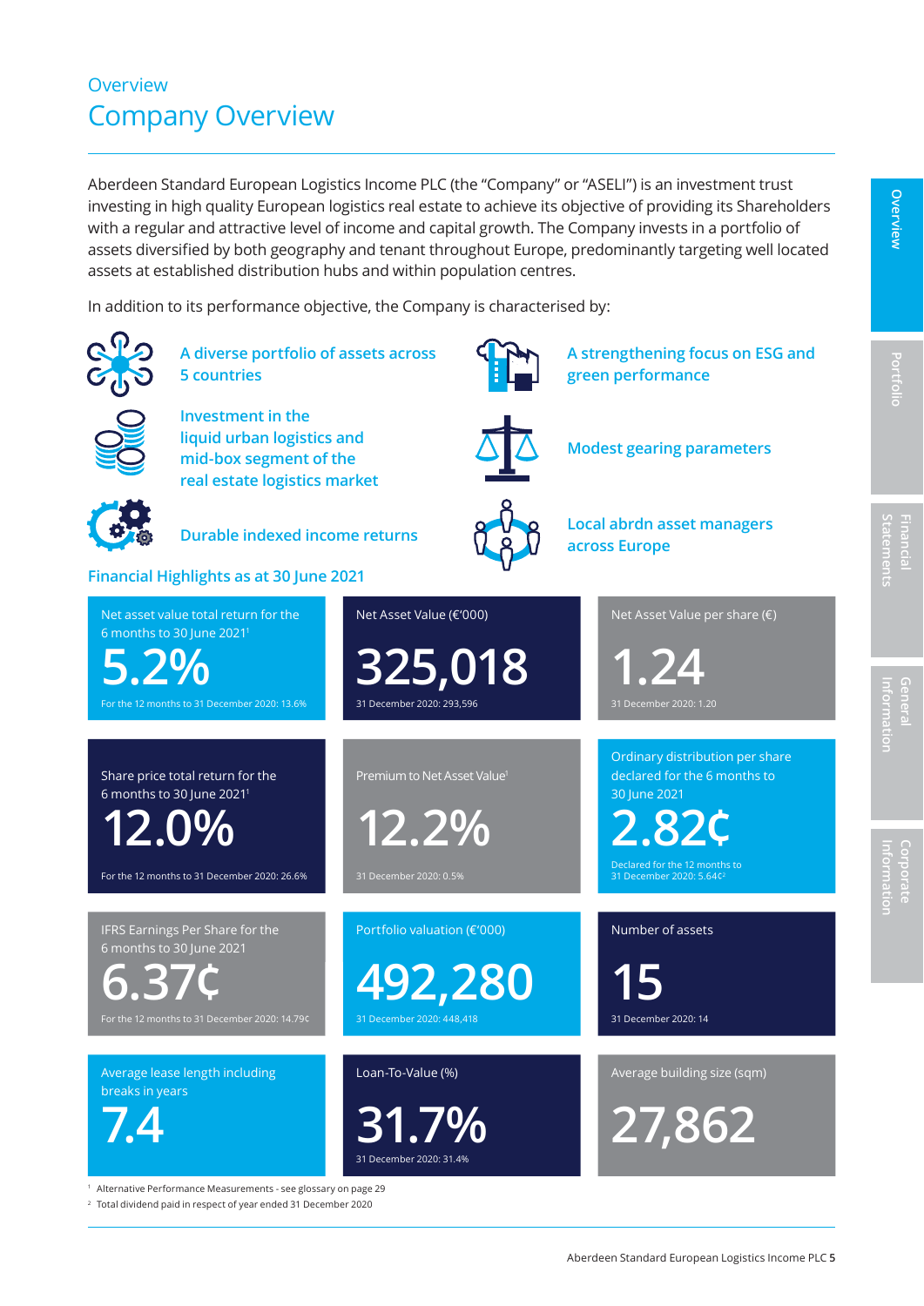Overview

# Company Overview

Aberdeen Standard European Logistics Income PLC (the "Company" or "ASELI") is an investment trust investing in high quality European logistics real estate to achieve its objective of providing its Shareholders with a regular and attractive level of income and capital growth. The Company invests in a portfolio of assets diversified by both geography and tenant throughout Europe, predominantly targeting well located assets at established distribution hubs and within population centres.

In addition to its performance objective, the Company is characterised by:

- A diverse portfolio of assets across 5 countries
- Investment in the liquid urban logistics and mid-box segment of the real estate logistics market
- Durable indexed income returns
- A strengthening focus on ESG and green performance
- Modest gearing parameters
- Local abrdn asset managers across Europe

## Financial Highlights as at 30 June 2021

| Metric | Value | Comparative |
| --- | --- | --- |
| Net asset value total return for the 6 months to 30 June 2021[1] | 5.2% | For the 12 months to 31 December 2020: 13.6% |
| Net Asset Value (€'000) | 325,018 | 31 December 2020: 293,596 |
| Net Asset Value per share (€) | 1.24 | 31 December 2020: 1.20 |
| Share price total return for the 6 months to 30 June 2021[1] | 12.0% | For the 12 months to 31 December 2020: 26.6% |
| Premium to Net Asset Value[1] | 12.2% | 31 December 2020: 0.5% |
| Ordinary distribution per share declared for the 6 months to 30 June 2021 | 2.82¢ | Declared for the 12 months to 31 December 2020: 5.64¢[2] |
| IFRS Earnings Per Share for the 6 months to 30 June 2021 | 6.37¢ | For the 12 months to 31 December 2020: 14.79¢ |
| Portfolio valuation (€'000) | 492,280 | 31 December 2020: 448,418 |
| Number of assets | 15 | 31 December 2020: 14 |
| Average lease length including breaks in years | 7.4 | |
| Loan-To-Value (%) | 31.7% | 31 December 2020: 31.4% |
| Average building size (sqm) | 27,862 | |

[1] Alternative Performance Measurements - see glossary on page 29

[2] Total dividend paid in respect of year ended 31 December 2020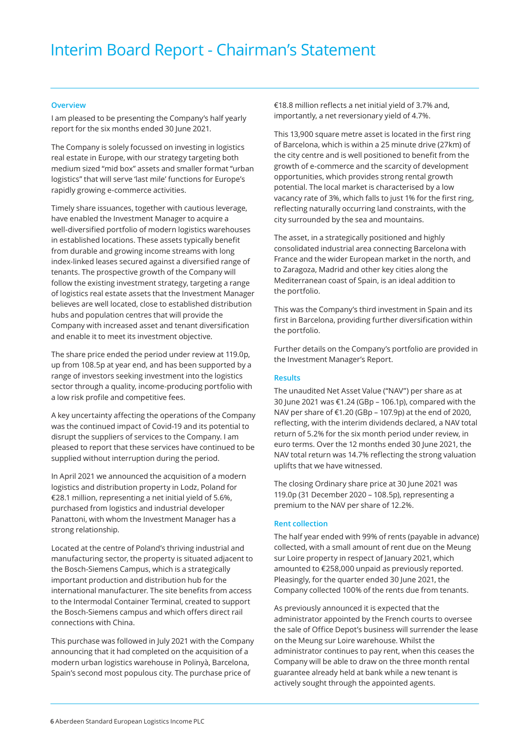# Interim Board Report - Chairman's Statement

## Overview

I am pleased to be presenting the Company's half yearly report for the six months ended 30 June 2021.

The Company is solely focussed on investing in logistics real estate in Europe, with our strategy targeting both medium sized "mid box" assets and smaller format "urban logistics" that will serve 'last mile' functions for Europe's rapidly growing e-commerce activities.

Timely share issuances, together with cautious leverage, have enabled the Investment Manager to acquire a well-diversified portfolio of modern logistics warehouses in established locations. These assets typically benefit from durable and growing income streams with long index-linked leases secured against a diversified range of tenants. The prospective growth of the Company will follow the existing investment strategy, targeting a range of logistics real estate assets that the Investment Manager believes are well located, close to established distribution hubs and population centres that will provide the Company with increased asset and tenant diversification and enable it to meet its investment objective.

The share price ended the period under review at 119.0p, up from 108.5p at year end, and has been supported by a range of investors seeking investment into the logistics sector through a quality, income-producing portfolio with a low risk profile and competitive fees.

A key uncertainty affecting the operations of the Company was the continued impact of Covid-19 and its potential to disrupt the suppliers of services to the Company. I am pleased to report that these services have continued to be supplied without interruption during the period.

In April 2021 we announced the acquisition of a modern logistics and distribution property in Lodz, Poland for €28.1 million, representing a net initial yield of 5.6%, purchased from logistics and industrial developer Panattoni, with whom the Investment Manager has a strong relationship.

Located at the centre of Poland's thriving industrial and manufacturing sector, the property is situated adjacent to the Bosch-Siemens Campus, which is a strategically important production and distribution hub for the international manufacturer. The site benefits from access to the Intermodal Container Terminal, created to support the Bosch-Siemens campus and which offers direct rail connections with China.

This purchase was followed in July 2021 with the Company announcing that it had completed on the acquisition of a modern urban logistics warehouse in Polinyà, Barcelona, Spain's second most populous city. The purchase price of €18.8 million reflects a net initial yield of 3.7% and, importantly, a net reversionary yield of 4.7%.

This 13,900 square metre asset is located in the first ring of Barcelona, which is within a 25 minute drive (27km) of the city centre and is well positioned to benefit from the growth of e-commerce and the scarcity of development opportunities, which provides strong rental growth potential. The local market is characterised by a low vacancy rate of 3%, which falls to just 1% for the first ring, reflecting naturally occurring land constraints, with the city surrounded by the sea and mountains.

The asset, in a strategically positioned and highly consolidated industrial area connecting Barcelona with France and the wider European market in the north, and to Zaragoza, Madrid and other key cities along the Mediterranean coast of Spain, is an ideal addition to the portfolio.

This was the Company's third investment in Spain and its first in Barcelona, providing further diversification within the portfolio.

Further details on the Company's portfolio are provided in the Investment Manager's Report.

## Results

The unaudited Net Asset Value ("NAV") per share as at 30 June 2021 was €1.24 (GBp – 106.1p), compared with the NAV per share of €1.20 (GBp – 107.9p) at the end of 2020, reflecting, with the interim dividends declared, a NAV total return of 5.2% for the six month period under review, in euro terms. Over the 12 months ended 30 June 2021, the NAV total return was 14.7% reflecting the strong valuation uplifts that we have witnessed.

The closing Ordinary share price at 30 June 2021 was 119.0p (31 December 2020 – 108.5p), representing a premium to the NAV per share of 12.2%.

## Rent collection

The half year ended with 99% of rents (payable in advance) collected, with a small amount of rent due on the Meung sur Loire property in respect of January 2021, which amounted to €258,000 unpaid as previously reported. Pleasingly, for the quarter ended 30 June 2021, the Company collected 100% of the rents due from tenants.

As previously announced it is expected that the administrator appointed by the French courts to oversee the sale of Office Depot's business will surrender the lease on the Meung sur Loire warehouse. Whilst the administrator continues to pay rent, when this ceases the Company will be able to draw on the three month rental guarantee already held at bank while a new tenant is actively sought through the appointed agents.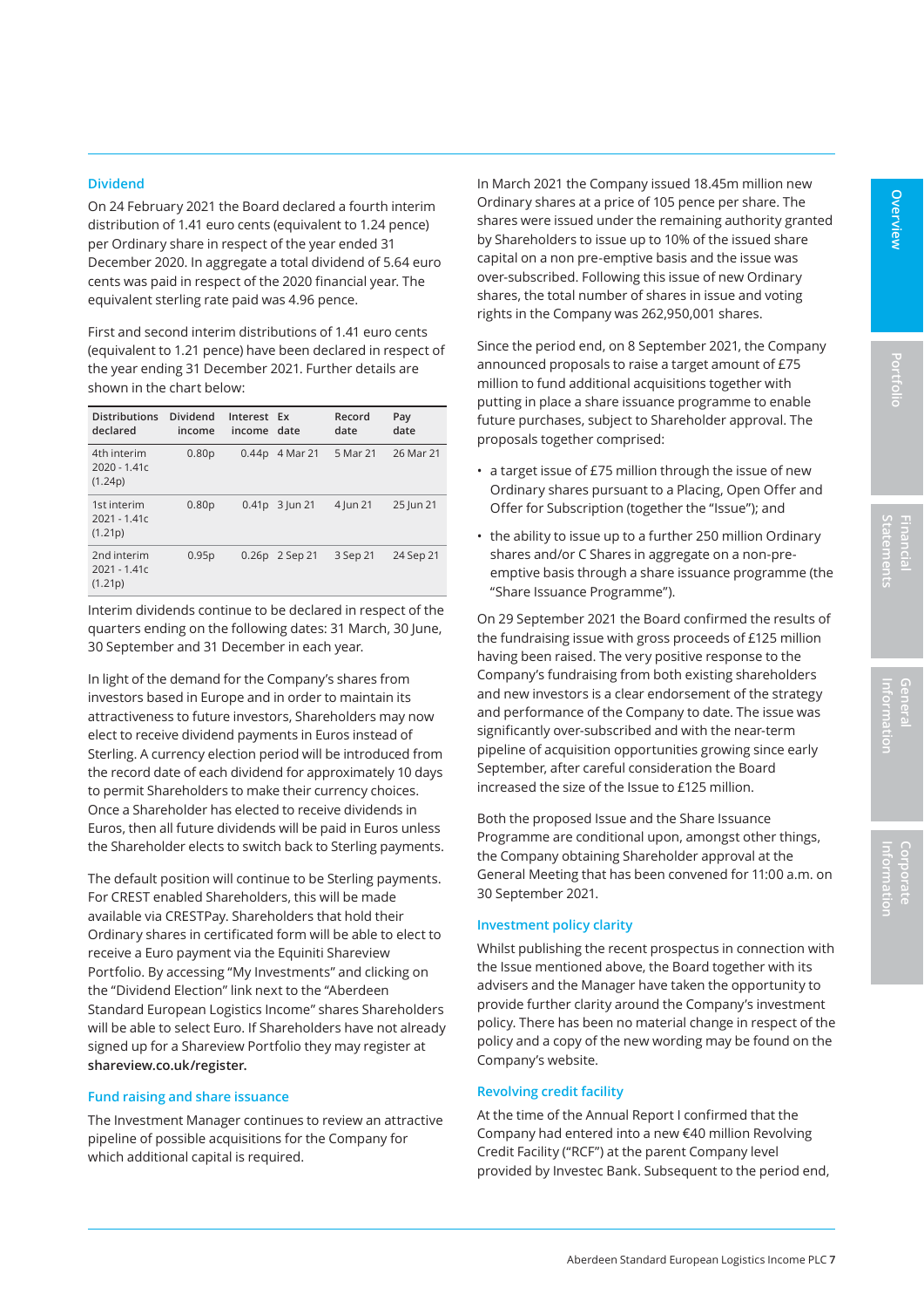### Dividend

On 24 February 2021 the Board declared a fourth interim distribution of 1.41 euro cents (equivalent to 1.24 pence) per Ordinary share in respect of the year ended 31 December 2020. In aggregate a total dividend of 5.64 euro cents was paid in respect of the 2020 financial year. The equivalent sterling rate paid was 4.96 pence.

First and second interim distributions of 1.41 euro cents (equivalent to 1.21 pence) have been declared in respect of the year ending 31 December 2021. Further details are shown in the chart below:

| Distributions declared | Dividend income | Interest income | Ex date | Record date | Pay date |
|---|---|---|---|---|---|
| 4th interim 2020 - 1.41c (1.24p) | 0.80p | 0.44p | 4 Mar 21 | 5 Mar 21 | 26 Mar 21 |
| 1st interim 2021 - 1.41c (1.21p) | 0.80p | 0.41p | 3 Jun 21 | 4 Jun 21 | 25 Jun 21 |
| 2nd interim 2021 - 1.41c (1.21p) | 0.95p | 0.26p | 2 Sep 21 | 3 Sep 21 | 24 Sep 21 |

Interim dividends continue to be declared in respect of the quarters ending on the following dates: 31 March, 30 June, 30 September and 31 December in each year.

In light of the demand for the Company's shares from investors based in Europe and in order to maintain its attractiveness to future investors, Shareholders may now elect to receive dividend payments in Euros instead of Sterling. A currency election period will be introduced from the record date of each dividend for approximately 10 days to permit Shareholders to make their currency choices. Once a Shareholder has elected to receive dividends in Euros, then all future dividends will be paid in Euros unless the Shareholder elects to switch back to Sterling payments.

The default position will continue to be Sterling payments. For CREST enabled Shareholders, this will be made available via CRESTPay. Shareholders that hold their Ordinary shares in certificated form will be able to elect to receive a Euro payment via the Equiniti Shareview Portfolio. By accessing "My Investments" and clicking on the "Dividend Election" link next to the "Aberdeen Standard European Logistics Income" shares Shareholders will be able to select Euro. If Shareholders have not already signed up for a Shareview Portfolio they may register at **shareview.co.uk/register.**

### Fund raising and share issuance

The Investment Manager continues to review an attractive pipeline of possible acquisitions for the Company for which additional capital is required.

In March 2021 the Company issued 18.45m million new Ordinary shares at a price of 105 pence per share. The shares were issued under the remaining authority granted by Shareholders to issue up to 10% of the issued share capital on a non pre-emptive basis and the issue was over-subscribed. Following this issue of new Ordinary shares, the total number of shares in issue and voting rights in the Company was 262,950,001 shares.

Since the period end, on 8 September 2021, the Company announced proposals to raise a target amount of £75 million to fund additional acquisitions together with putting in place a share issuance programme to enable future purchases, subject to Shareholder approval. The proposals together comprised:

- a target issue of £75 million through the issue of new Ordinary shares pursuant to a Placing, Open Offer and Offer for Subscription (together the "Issue"); and
- the ability to issue up to a further 250 million Ordinary shares and/or C Shares in aggregate on a non-pre-emptive basis through a share issuance programme (the "Share Issuance Programme").

On 29 September 2021 the Board confirmed the results of the fundraising issue with gross proceeds of £125 million having been raised. The very positive response to the Company's fundraising from both existing shareholders and new investors is a clear endorsement of the strategy and performance of the Company to date. The issue was significantly over-subscribed and with the near-term pipeline of acquisition opportunities growing since early September, after careful consideration the Board increased the size of the Issue to £125 million.

Both the proposed Issue and the Share Issuance Programme are conditional upon, amongst other things, the Company obtaining Shareholder approval at the General Meeting that has been convened for 11:00 a.m. on 30 September 2021.

### Investment policy clarity

Whilst publishing the recent prospectus in connection with the Issue mentioned above, the Board together with its advisers and the Manager have taken the opportunity to provide further clarity around the Company's investment policy. There has been no material change in respect of the policy and a copy of the new wording may be found on the Company's website.

### Revolving credit facility

At the time of the Annual Report I confirmed that the Company had entered into a new €40 million Revolving Credit Facility ("RCF") at the parent Company level provided by Investec Bank. Subsequent to the period end,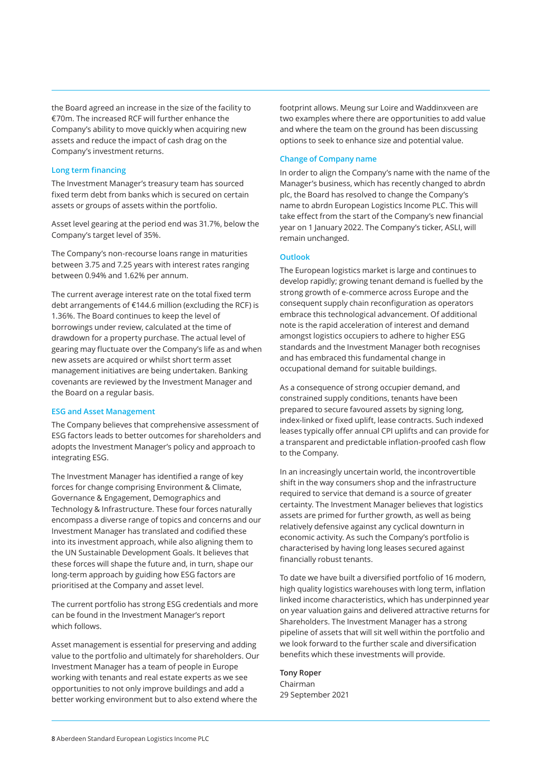the Board agreed an increase in the size of the facility to €70m. The increased RCF will further enhance the Company's ability to move quickly when acquiring new assets and reduce the impact of cash drag on the Company's investment returns.

### Long term financing

The Investment Manager's treasury team has sourced fixed term debt from banks which is secured on certain assets or groups of assets within the portfolio.

Asset level gearing at the period end was 31.7%, below the Company's target level of 35%.

The Company's non-recourse loans range in maturities between 3.75 and 7.25 years with interest rates ranging between 0.94% and 1.62% per annum.

The current average interest rate on the total fixed term debt arrangements of €144.6 million (excluding the RCF) is 1.36%. The Board continues to keep the level of borrowings under review, calculated at the time of drawdown for a property purchase. The actual level of gearing may fluctuate over the Company's life as and when new assets are acquired or whilst short term asset management initiatives are being undertaken. Banking covenants are reviewed by the Investment Manager and the Board on a regular basis.

### ESG and Asset Management

The Company believes that comprehensive assessment of ESG factors leads to better outcomes for shareholders and adopts the Investment Manager's policy and approach to integrating ESG.

The Investment Manager has identified a range of key forces for change comprising Environment & Climate, Governance & Engagement, Demographics and Technology & Infrastructure. These four forces naturally encompass a diverse range of topics and concerns and our Investment Manager has translated and codified these into its investment approach, while also aligning them to the UN Sustainable Development Goals. It believes that these forces will shape the future and, in turn, shape our long-term approach by guiding how ESG factors are prioritised at the Company and asset level.

The current portfolio has strong ESG credentials and more can be found in the Investment Manager's report which follows.

Asset management is essential for preserving and adding value to the portfolio and ultimately for shareholders. Our Investment Manager has a team of people in Europe working with tenants and real estate experts as we see opportunities to not only improve buildings and add a better working environment but to also extend where the footprint allows. Meung sur Loire and Waddinxveen are two examples where there are opportunities to add value and where the team on the ground has been discussing options to seek to enhance size and potential value.

### Change of Company name

In order to align the Company's name with the name of the Manager's business, which has recently changed to abrdn plc, the Board has resolved to change the Company's name to abrdn European Logistics Income PLC. This will take effect from the start of the Company's new financial year on 1 January 2022. The Company's ticker, ASLI, will remain unchanged.

### Outlook

The European logistics market is large and continues to develop rapidly; growing tenant demand is fuelled by the strong growth of e-commerce across Europe and the consequent supply chain reconfiguration as operators embrace this technological advancement. Of additional note is the rapid acceleration of interest and demand amongst logistics occupiers to adhere to higher ESG standards and the Investment Manager both recognises and has embraced this fundamental change in occupational demand for suitable buildings.

As a consequence of strong occupier demand, and constrained supply conditions, tenants have been prepared to secure favoured assets by signing long, index-linked or fixed uplift, lease contracts. Such indexed leases typically offer annual CPI uplifts and can provide for a transparent and predictable inflation-proofed cash flow to the Company.

In an increasingly uncertain world, the incontrovertible shift in the way consumers shop and the infrastructure required to service that demand is a source of greater certainty. The Investment Manager believes that logistics assets are primed for further growth, as well as being relatively defensive against any cyclical downturn in economic activity. As such the Company's portfolio is characterised by having long leases secured against financially robust tenants.

To date we have built a diversified portfolio of 16 modern, high quality logistics warehouses with long term, inflation linked income characteristics, which has underpinned year on year valuation gains and delivered attractive returns for Shareholders. The Investment Manager has a strong pipeline of assets that will sit well within the portfolio and we look forward to the further scale and diversification benefits which these investments will provide.

**Tony Roper**
Chairman
29 September 2021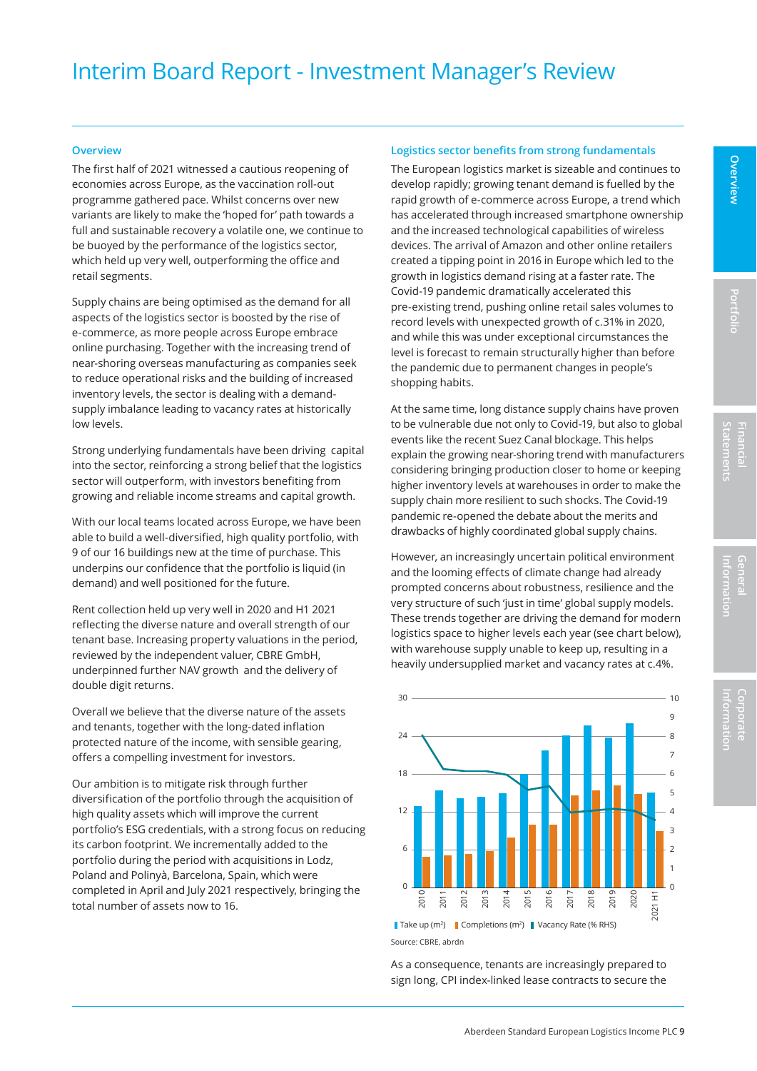# Interim Board Report - Investment Manager's Review

## Overview

The first half of 2021 witnessed a cautious reopening of economies across Europe, as the vaccination roll-out programme gathered pace. Whilst concerns over new variants are likely to make the 'hoped for' path towards a full and sustainable recovery a volatile one, we continue to be buoyed by the performance of the logistics sector, which held up very well, outperforming the office and retail segments.

Supply chains are being optimised as the demand for all aspects of the logistics sector is boosted by the rise of e-commerce, as more people across Europe embrace online purchasing. Together with the increasing trend of near-shoring overseas manufacturing as companies seek to reduce operational risks and the building of increased inventory levels, the sector is dealing with a demand-supply imbalance leading to vacancy rates at historically low levels.

Strong underlying fundamentals have been driving capital into the sector, reinforcing a strong belief that the logistics sector will outperform, with investors benefiting from growing and reliable income streams and capital growth.

With our local teams located across Europe, we have been able to build a well-diversified, high quality portfolio, with 9 of our 16 buildings new at the time of purchase. This underpins our confidence that the portfolio is liquid (in demand) and well positioned for the future.

Rent collection held up very well in 2020 and H1 2021 reflecting the diverse nature and overall strength of our tenant base. Increasing property valuations in the period, reviewed by the independent valuer, CBRE GmbH, underpinned further NAV growth and the delivery of double digit returns.

Overall we believe that the diverse nature of the assets and tenants, together with the long-dated inflation protected nature of the income, with sensible gearing, offers a compelling investment for investors.

Our ambition is to mitigate risk through further diversification of the portfolio through the acquisition of high quality assets which will improve the current portfolio's ESG credentials, with a strong focus on reducing its carbon footprint. We incrementally added to the portfolio during the period with acquisitions in Lodz, Poland and Polinyà, Barcelona, Spain, which were completed in April and July 2021 respectively, bringing the total number of assets now to 16.

## Logistics sector benefits from strong fundamentals

The European logistics market is sizeable and continues to develop rapidly; growing tenant demand is fuelled by the rapid growth of e-commerce across Europe, a trend which has accelerated through increased smartphone ownership and the increased technological capabilities of wireless devices. The arrival of Amazon and other online retailers created a tipping point in 2016 in Europe which led to the growth in logistics demand rising at a faster rate. The Covid-19 pandemic dramatically accelerated this pre-existing trend, pushing online retail sales volumes to record levels with unexpected growth of c.31% in 2020, and while this was under exceptional circumstances the level is forecast to remain structurally higher than before the pandemic due to permanent changes in people's shopping habits.

At the same time, long distance supply chains have proven to be vulnerable due not only to Covid-19, but also to global events like the recent Suez Canal blockage. This helps explain the growing near-shoring trend with manufacturers considering bringing production closer to home or keeping higher inventory levels at warehouses in order to make the supply chain more resilient to such shocks. The Covid-19 pandemic re-opened the debate about the merits and drawbacks of highly coordinated global supply chains.

However, an increasingly uncertain political environment and the looming effects of climate change had already prompted concerns about robustness, resilience and the very structure of such 'just in time' global supply models. These trends together are driving the demand for modern logistics space to higher levels each year (see chart below), with warehouse supply unable to keep up, resulting in a heavily undersupplied market and vacancy rates at c.4%.

Take up (m²) | Completions (m²) | Vacancy Rate (% RHS)

Source: CBRE, abrdn

As a consequence, tenants are increasingly prepared to sign long, CPI index-linked lease contracts to secure the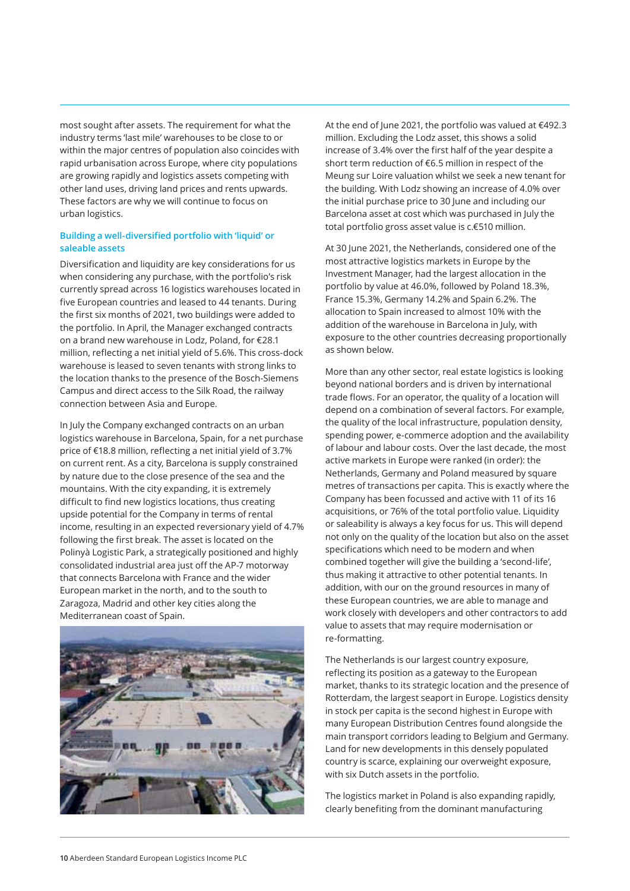most sought after assets. The requirement for what the industry terms 'last mile' warehouses to be close to or within the major centres of population also coincides with rapid urbanisation across Europe, where city populations are growing rapidly and logistics assets competing with other land uses, driving land prices and rents upwards. These factors are why we will continue to focus on urban logistics.

### Building a well-diversified portfolio with 'liquid' or saleable assets

Diversification and liquidity are key considerations for us when considering any purchase, with the portfolio's risk currently spread across 16 logistics warehouses located in five European countries and leased to 44 tenants. During the first six months of 2021, two buildings were added to the portfolio. In April, the Manager exchanged contracts on a brand new warehouse in Lodz, Poland, for €28.1 million, reflecting a net initial yield of 5.6%. This cross-dock warehouse is leased to seven tenants with strong links to the location thanks to the presence of the Bosch-Siemens Campus and direct access to the Silk Road, the railway connection between Asia and Europe.

In July the Company exchanged contracts on an urban logistics warehouse in Barcelona, Spain, for a net purchase price of €18.8 million, reflecting a net initial yield of 3.7% on current rent. As a city, Barcelona is supply constrained by nature due to the close presence of the sea and the mountains. With the city expanding, it is extremely difficult to find new logistics locations, thus creating upside potential for the Company in terms of rental income, resulting in an expected reversionary yield of 4.7% following the first break. The asset is located on the Polinyà Logistic Park, a strategically positioned and highly consolidated industrial area just off the AP-7 motorway that connects Barcelona with France and the wider European market in the north, and to the south to Zaragoza, Madrid and other key cities along the Mediterranean coast of Spain.

At the end of June 2021, the portfolio was valued at €492.3 million. Excluding the Lodz asset, this shows a solid increase of 3.4% over the first half of the year despite a short term reduction of €6.5 million in respect of the Meung sur Loire valuation whilst we seek a new tenant for the building. With Lodz showing an increase of 4.0% over the initial purchase price to 30 June and including our Barcelona asset at cost which was purchased in July the total portfolio gross asset value is c.€510 million.

At 30 June 2021, the Netherlands, considered one of the most attractive logistics markets in Europe by the Investment Manager, had the largest allocation in the portfolio by value at 46.0%, followed by Poland 18.3%, France 15.3%, Germany 14.2% and Spain 6.2%. The allocation to Spain increased to almost 10% with the addition of the warehouse in Barcelona in July, with exposure to the other countries decreasing proportionally as shown below.

More than any other sector, real estate logistics is looking beyond national borders and is driven by international trade flows. For an operator, the quality of a location will depend on a combination of several factors. For example, the quality of the local infrastructure, population density, spending power, e-commerce adoption and the availability of labour and labour costs. Over the last decade, the most active markets in Europe were ranked (in order): the Netherlands, Germany and Poland measured by square metres of transactions per capita. This is exactly where the Company has been focussed and active with 11 of its 16 acquisitions, or 76% of the total portfolio value. Liquidity or saleability is always a key focus for us. This will depend not only on the quality of the location but also on the asset specifications which need to be modern and when combined together will give the building a 'second-life', thus making it attractive to other potential tenants. In addition, with our on the ground resources in many of these European countries, we are able to manage and work closely with developers and other contractors to add value to assets that may require modernisation or re-formatting.

The Netherlands is our largest country exposure, reflecting its position as a gateway to the European market, thanks to its strategic location and the presence of Rotterdam, the largest seaport in Europe. Logistics density in stock per capita is the second highest in Europe with many European Distribution Centres found alongside the main transport corridors leading to Belgium and Germany. Land for new developments in this densely populated country is scarce, explaining our overweight exposure, with six Dutch assets in the portfolio.

The logistics market in Poland is also expanding rapidly, clearly benefiting from the dominant manufacturing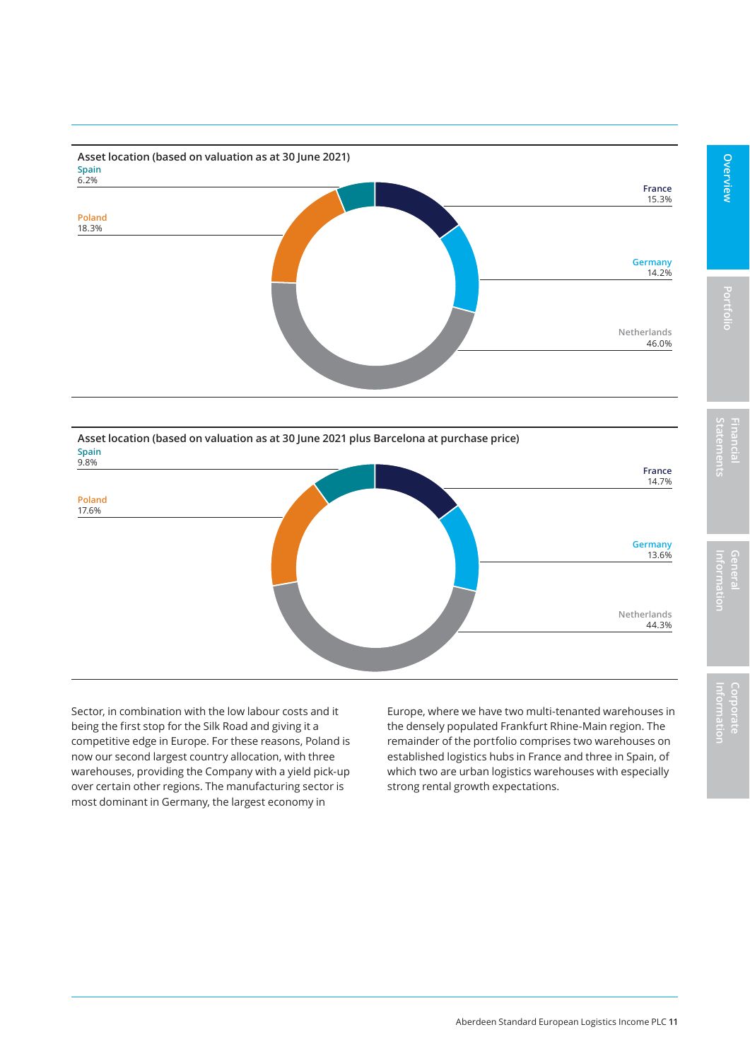**Asset location (based on valuation as at 30 June 2021)**

| Country | % |
|---|---|
| Spain | 6.2% |
| Poland | 18.3% |
| France | 15.3% |
| Germany | 14.2% |
| Netherlands | 46.0% |

**Asset location (based on valuation as at 30 June 2021 plus Barcelona at purchase price)**

| Country | % |
|---|---|
| Spain | 9.8% |
| Poland | 17.6% |
| France | 14.7% |
| Germany | 13.6% |
| Netherlands | 44.3% |

Sector, in combination with the low labour costs and it being the first stop for the Silk Road and giving it a competitive edge in Europe. For these reasons, Poland is now our second largest country allocation, with three warehouses, providing the Company with a yield pick-up over certain other regions. The manufacturing sector is most dominant in Germany, the largest economy in Europe, where we have two multi-tenanted warehouses in the densely populated Frankfurt Rhine-Main region. The remainder of the portfolio comprises two warehouses on established logistics hubs in France and three in Spain, of which two are urban logistics warehouses with especially strong rental growth expectations.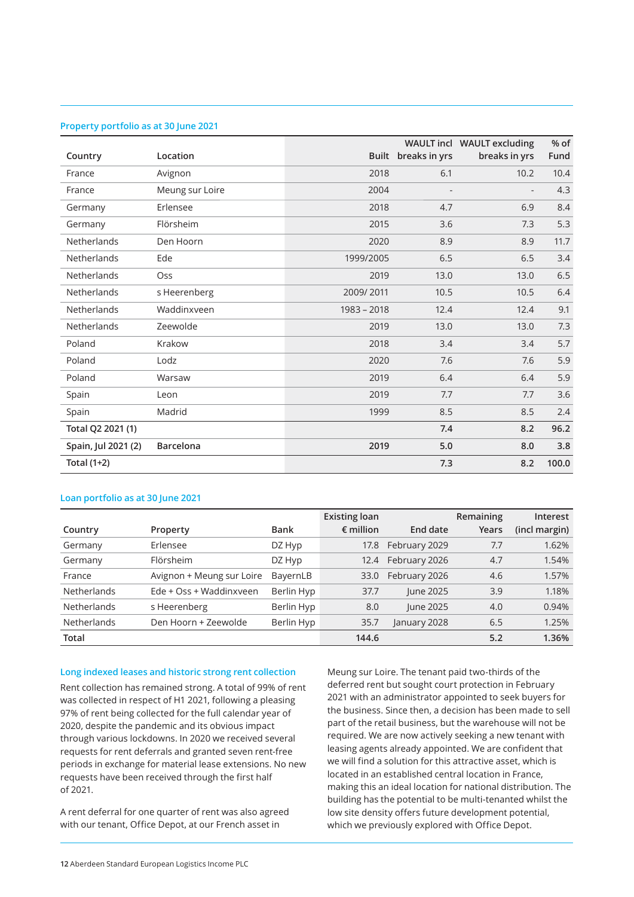### Property portfolio as at 30 June 2021

| Country | Location | Built | WAULT incl breaks in yrs | WAULT excluding breaks in yrs | % of Fund |
|---|---|---|---|---|---|
| France | Avignon | 2018 | 6.1 | 10.2 | 10.4 |
| France | Meung sur Loire | 2004 | - | - | 4.3 |
| Germany | Erlensee | 2018 | 4.7 | 6.9 | 8.4 |
| Germany | Flörsheim | 2015 | 3.6 | 7.3 | 5.3 |
| Netherlands | Den Hoorn | 2020 | 8.9 | 8.9 | 11.7 |
| Netherlands | Ede | 1999/2005 | 6.5 | 6.5 | 3.4 |
| Netherlands | Oss | 2019 | 13.0 | 13.0 | 6.5 |
| Netherlands | s Heerenberg | 2009/ 2011 | 10.5 | 10.5 | 6.4 |
| Netherlands | Waddinxveen | 1983 – 2018 | 12.4 | 12.4 | 9.1 |
| Netherlands | Zeewolde | 2019 | 13.0 | 13.0 | 7.3 |
| Poland | Krakow | 2018 | 3.4 | 3.4 | 5.7 |
| Poland | Lodz | 2020 | 7.6 | 7.6 | 5.9 |
| Poland | Warsaw | 2019 | 6.4 | 6.4 | 5.9 |
| Spain | Leon | 2019 | 7.7 | 7.7 | 3.6 |
| Spain | Madrid | 1999 | 8.5 | 8.5 | 2.4 |
| **Total Q2 2021 (1)** | | | **7.4** | **8.2** | **96.2** |
| **Spain, Jul 2021 (2)** | **Barcelona** | **2019** | **5.0** | **8.0** | **3.8** |
| **Total (1+2)** | | | **7.3** | **8.2** | **100.0** |

### Loan portfolio as at 30 June 2021

| Country | Property | Bank | Existing loan € million | End date | Remaining Years | Interest (incl margin) |
|---|---|---|---|---|---|---|
| Germany | Erlensee | DZ Hyp | 17.8 | February 2029 | 7.7 | 1.62% |
| Germany | Flörsheim | DZ Hyp | 12.4 | February 2026 | 4.7 | 1.54% |
| France | Avignon + Meung sur Loire | BayernLB | 33.0 | February 2026 | 4.6 | 1.57% |
| Netherlands | Ede + Oss + Waddinxveen | Berlin Hyp | 37.7 | June 2025 | 3.9 | 1.18% |
| Netherlands | s Heerenberg | Berlin Hyp | 8.0 | June 2025 | 4.0 | 0.94% |
| Netherlands | Den Hoorn + Zeewolde | Berlin Hyp | 35.7 | January 2028 | 6.5 | 1.25% |
| **Total** | | | **144.6** | | **5.2** | **1.36%** |

### Long indexed leases and historic strong rent collection

Rent collection has remained strong. A total of 99% of rent was collected in respect of H1 2021, following a pleasing 97% of rent being collected for the full calendar year of 2020, despite the pandemic and its obvious impact through various lockdowns. In 2020 we received several requests for rent deferrals and granted seven rent-free periods in exchange for material lease extensions. No new requests have been received through the first half of 2021.

A rent deferral for one quarter of rent was also agreed with our tenant, Office Depot, at our French asset in Meung sur Loire. The tenant paid two-thirds of the deferred rent but sought court protection in February 2021 with an administrator appointed to seek buyers for the business. Since then, a decision has been made to sell part of the retail business, but the warehouse will not be required. We are now actively seeking a new tenant with leasing agents already appointed. We are confident that we will find a solution for this attractive asset, which is located in an established central location in France, making this an ideal location for national distribution. The building has the potential to be multi-tenanted whilst the low site density offers future development potential, which we previously explored with Office Depot.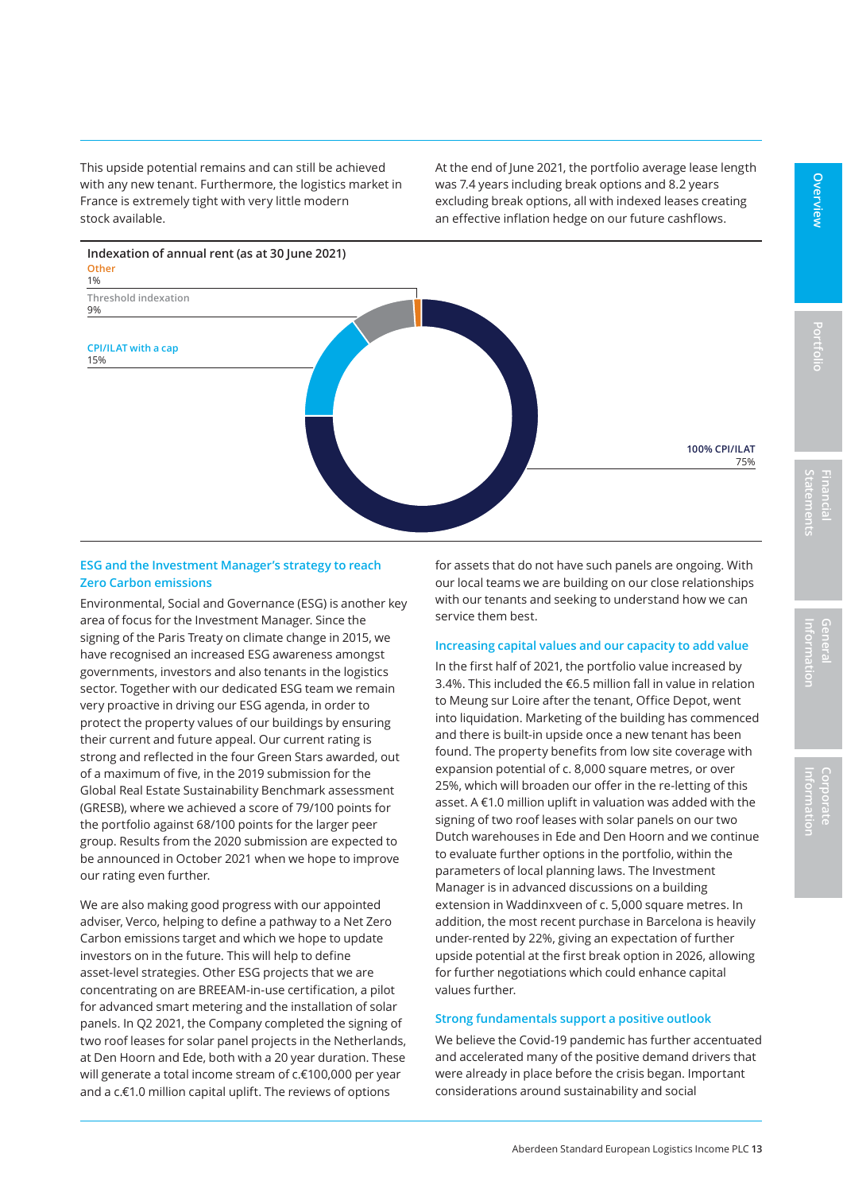This upside potential remains and can still be achieved with any new tenant. Furthermore, the logistics market in France is extremely tight with very little modern stock available.

At the end of June 2021, the portfolio average lease length was 7.4 years including break options and 8.2 years excluding break options, all with indexed leases creating an effective inflation hedge on our future cashflows.

**Indexation of annual rent (as at 30 June 2021)**

| Indexation | % |
|---|---|
| Other | 1% |
| Threshold indexation | 9% |
| CPI/ILAT with a cap | 15% |
| 100% CPI/ILAT | 75% |

### ESG and the Investment Manager's strategy to reach Zero Carbon emissions

Environmental, Social and Governance (ESG) is another key area of focus for the Investment Manager. Since the signing of the Paris Treaty on climate change in 2015, we have recognised an increased ESG awareness amongst governments, investors and also tenants in the logistics sector. Together with our dedicated ESG team we remain very proactive in driving our ESG agenda, in order to protect the property values of our buildings by ensuring their current and future appeal. Our current rating is strong and reflected in the four Green Stars awarded, out of a maximum of five, in the 2019 submission for the Global Real Estate Sustainability Benchmark assessment (GRESB), where we achieved a score of 79/100 points for the portfolio against 68/100 points for the larger peer group. Results from the 2020 submission are expected to be announced in October 2021 when we hope to improve our rating even further.

We are also making good progress with our appointed adviser, Verco, helping to define a pathway to a Net Zero Carbon emissions target and which we hope to update investors on in the future. This will help to define asset-level strategies. Other ESG projects that we are concentrating on are BREEAM-in-use certification, a pilot for advanced smart metering and the installation of solar panels. In Q2 2021, the Company completed the signing of two roof leases for solar panel projects in the Netherlands, at Den Hoorn and Ede, both with a 20 year duration. These will generate a total income stream of c.€100,000 per year and a c.€1.0 million capital uplift. The reviews of options for assets that do not have such panels are ongoing. With our local teams we are building on our close relationships with our tenants and seeking to understand how we can service them best.

### Increasing capital values and our capacity to add value

In the first half of 2021, the portfolio value increased by 3.4%. This included the €6.5 million fall in value in relation to Meung sur Loire after the tenant, Office Depot, went into liquidation. Marketing of the building has commenced and there is built-in upside once a new tenant has been found. The property benefits from low site coverage with expansion potential of c. 8,000 square metres, or over 25%, which will broaden our offer in the re-letting of this asset. A €1.0 million uplift in valuation was added with the signing of two roof leases with solar panels on our two Dutch warehouses in Ede and Den Hoorn and we continue to evaluate further options in the portfolio, within the parameters of local planning laws. The Investment Manager is in advanced discussions on a building extension in Waddinxveen of c. 5,000 square metres. In addition, the most recent purchase in Barcelona is heavily under-rented by 22%, giving an expectation of further upside potential at the first break option in 2026, allowing for further negotiations which could enhance capital values further.

### Strong fundamentals support a positive outlook

We believe the Covid-19 pandemic has further accentuated and accelerated many of the positive demand drivers that were already in place before the crisis began. Important considerations around sustainability and social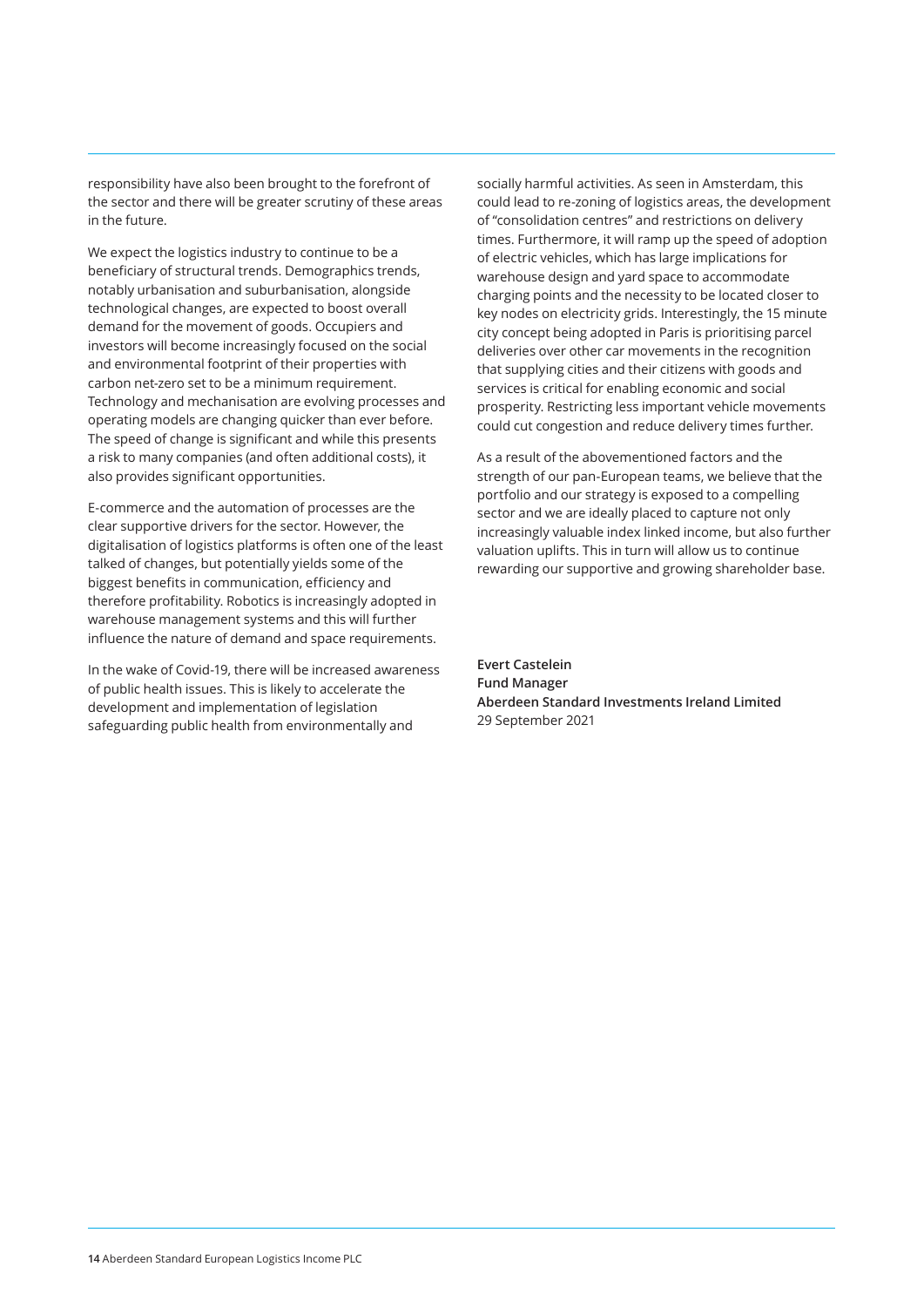responsibility have also been brought to the forefront of the sector and there will be greater scrutiny of these areas in the future.

We expect the logistics industry to continue to be a beneficiary of structural trends. Demographics trends, notably urbanisation and suburbanisation, alongside technological changes, are expected to boost overall demand for the movement of goods. Occupiers and investors will become increasingly focused on the social and environmental footprint of their properties with carbon net-zero set to be a minimum requirement. Technology and mechanisation are evolving processes and operating models are changing quicker than ever before. The speed of change is significant and while this presents a risk to many companies (and often additional costs), it also provides significant opportunities.

E-commerce and the automation of processes are the clear supportive drivers for the sector. However, the digitalisation of logistics platforms is often one of the least talked of changes, but potentially yields some of the biggest benefits in communication, efficiency and therefore profitability. Robotics is increasingly adopted in warehouse management systems and this will further influence the nature of demand and space requirements.

In the wake of Covid-19, there will be increased awareness of public health issues. This is likely to accelerate the development and implementation of legislation safeguarding public health from environmentally and socially harmful activities. As seen in Amsterdam, this could lead to re-zoning of logistics areas, the development of "consolidation centres" and restrictions on delivery times. Furthermore, it will ramp up the speed of adoption of electric vehicles, which has large implications for warehouse design and yard space to accommodate charging points and the necessity to be located closer to key nodes on electricity grids. Interestingly, the 15 minute city concept being adopted in Paris is prioritising parcel deliveries over other car movements in the recognition that supplying cities and their citizens with goods and services is critical for enabling economic and social prosperity. Restricting less important vehicle movements could cut congestion and reduce delivery times further.

As a result of the abovementioned factors and the strength of our pan-European teams, we believe that the portfolio and our strategy is exposed to a compelling sector and we are ideally placed to capture not only increasingly valuable index linked income, but also further valuation uplifts. This in turn will allow us to continue rewarding our supportive and growing shareholder base.

**Evert Castelein**
**Fund Manager**
**Aberdeen Standard Investments Ireland Limited**
29 September 2021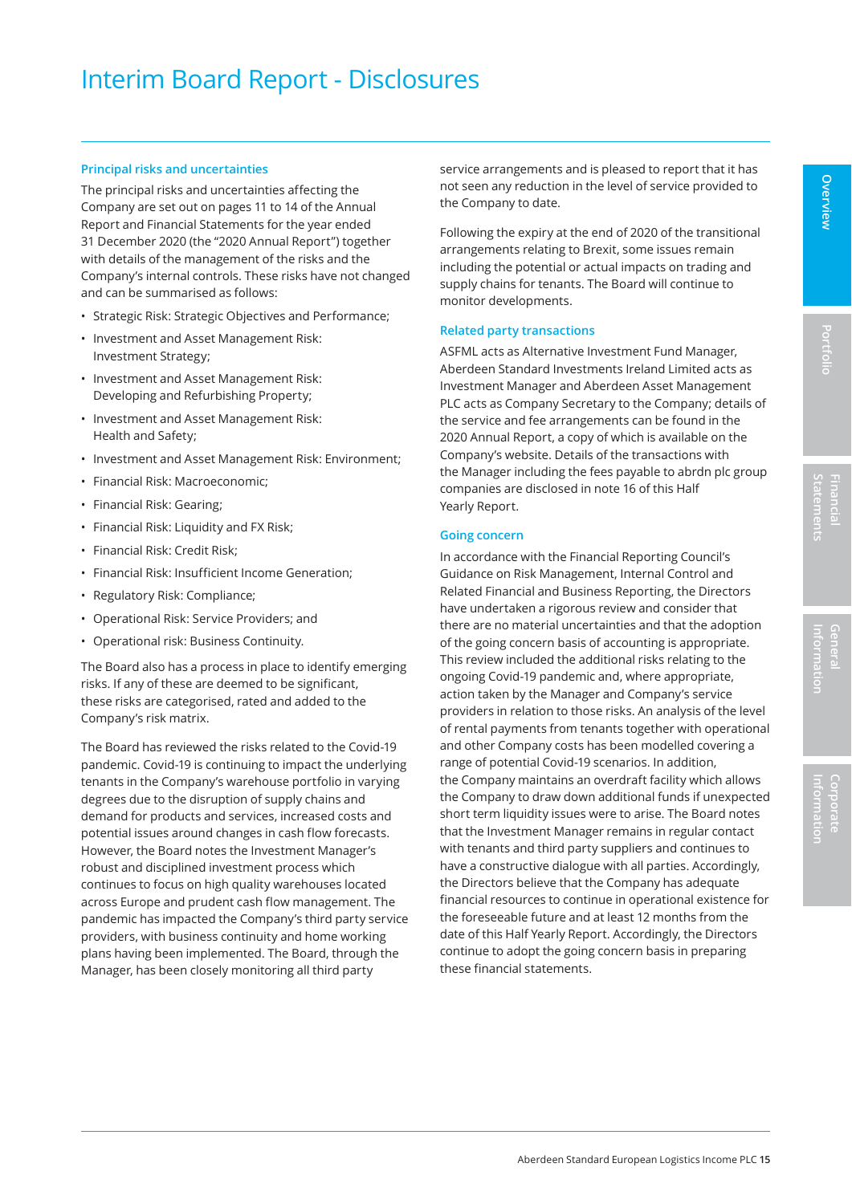# Interim Board Report - Disclosures

## Principal risks and uncertainties

The principal risks and uncertainties affecting the Company are set out on pages 11 to 14 of the Annual Report and Financial Statements for the year ended 31 December 2020 (the "2020 Annual Report") together with details of the management of the risks and the Company's internal controls. These risks have not changed and can be summarised as follows:

- Strategic Risk: Strategic Objectives and Performance;
- Investment and Asset Management Risk: Investment Strategy;
- Investment and Asset Management Risk: Developing and Refurbishing Property;
- Investment and Asset Management Risk: Health and Safety;
- Investment and Asset Management Risk: Environment;
- Financial Risk: Macroeconomic;
- Financial Risk: Gearing;
- Financial Risk: Liquidity and FX Risk;
- Financial Risk: Credit Risk;
- Financial Risk: Insufficient Income Generation;
- Regulatory Risk: Compliance;
- Operational Risk: Service Providers; and
- Operational risk: Business Continuity.

The Board also has a process in place to identify emerging risks. If any of these are deemed to be significant, these risks are categorised, rated and added to the Company's risk matrix.

The Board has reviewed the risks related to the Covid-19 pandemic. Covid-19 is continuing to impact the underlying tenants in the Company's warehouse portfolio in varying degrees due to the disruption of supply chains and demand for products and services, increased costs and potential issues around changes in cash flow forecasts. However, the Board notes the Investment Manager's robust and disciplined investment process which continues to focus on high quality warehouses located across Europe and prudent cash flow management. The pandemic has impacted the Company's third party service providers, with business continuity and home working plans having been implemented. The Board, through the Manager, has been closely monitoring all third party service arrangements and is pleased to report that it has not seen any reduction in the level of service provided to the Company to date.

Following the expiry at the end of 2020 of the transitional arrangements relating to Brexit, some issues remain including the potential or actual impacts on trading and supply chains for tenants. The Board will continue to monitor developments.

## Related party transactions

ASFML acts as Alternative Investment Fund Manager, Aberdeen Standard Investments Ireland Limited acts as Investment Manager and Aberdeen Asset Management PLC acts as Company Secretary to the Company; details of the service and fee arrangements can be found in the 2020 Annual Report, a copy of which is available on the Company's website. Details of the transactions with the Manager including the fees payable to abrdn plc group companies are disclosed in note 16 of this Half Yearly Report.

## Going concern

In accordance with the Financial Reporting Council's Guidance on Risk Management, Internal Control and Related Financial and Business Reporting, the Directors have undertaken a rigorous review and consider that there are no material uncertainties and that the adoption of the going concern basis of accounting is appropriate. This review included the additional risks relating to the ongoing Covid-19 pandemic and, where appropriate, action taken by the Manager and Company's service providers in relation to those risks. An analysis of the level of rental payments from tenants together with operational and other Company costs has been modelled covering a range of potential Covid-19 scenarios. In addition, the Company maintains an overdraft facility which allows the Company to draw down additional funds if unexpected short term liquidity issues were to arise. The Board notes that the Investment Manager remains in regular contact with tenants and third party suppliers and continues to have a constructive dialogue with all parties. Accordingly, the Directors believe that the Company has adequate financial resources to continue in operational existence for the foreseeable future and at least 12 months from the date of this Half Yearly Report. Accordingly, the Directors continue to adopt the going concern basis in preparing these financial statements.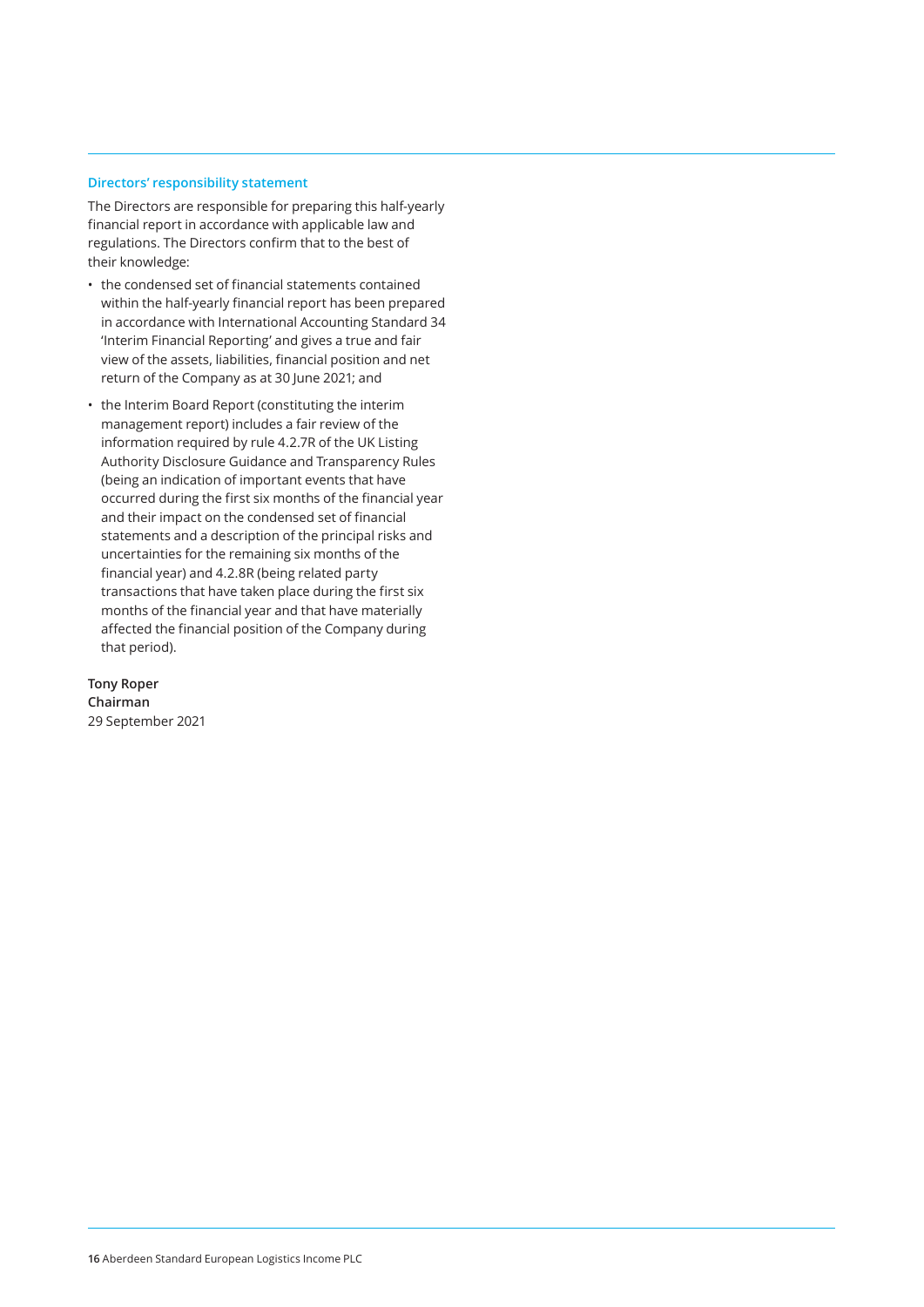## Directors' responsibility statement

The Directors are responsible for preparing this half-yearly financial report in accordance with applicable law and regulations. The Directors confirm that to the best of their knowledge:

- the condensed set of financial statements contained within the half-yearly financial report has been prepared in accordance with International Accounting Standard 34 'Interim Financial Reporting' and gives a true and fair view of the assets, liabilities, financial position and net return of the Company as at 30 June 2021; and
- the Interim Board Report (constituting the interim management report) includes a fair review of the information required by rule 4.2.7R of the UK Listing Authority Disclosure Guidance and Transparency Rules (being an indication of important events that have occurred during the first six months of the financial year and their impact on the condensed set of financial statements and a description of the principal risks and uncertainties for the remaining six months of the financial year) and 4.2.8R (being related party transactions that have taken place during the first six months of the financial year and that have materially affected the financial position of the Company during that period).

**Tony Roper**
**Chairman**
29 September 2021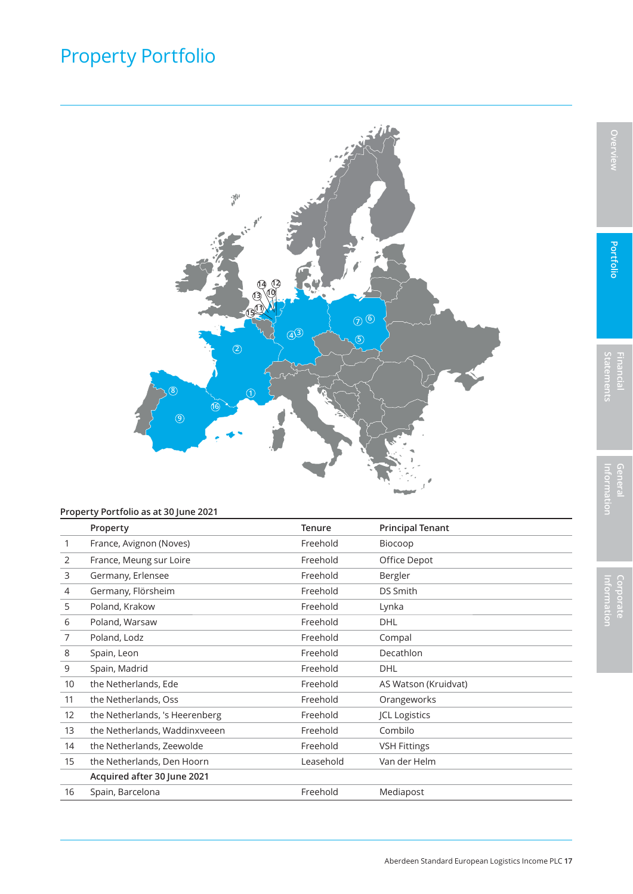# Property Portfolio

**Property Portfolio as at 30 June 2021**

| | Property | Tenure | Principal Tenant |
|---|---|---|---|
| 1 | France, Avignon (Noves) | Freehold | Biocoop |
| 2 | France, Meung sur Loire | Freehold | Office Depot |
| 3 | Germany, Erlensee | Freehold | Bergler |
| 4 | Germany, Flörsheim | Freehold | DS Smith |
| 5 | Poland, Krakow | Freehold | Lynka |
| 6 | Poland, Warsaw | Freehold | DHL |
| 7 | Poland, Lodz | Freehold | Compal |
| 8 | Spain, Leon | Freehold | Decathlon |
| 9 | Spain, Madrid | Freehold | DHL |
| 10 | the Netherlands, Ede | Freehold | AS Watson (Kruidvat) |
| 11 | the Netherlands, Oss | Freehold | Orangeworks |
| 12 | the Netherlands, 's Heerenberg | Freehold | JCL Logistics |
| 13 | the Netherlands, Waddinxveeen | Freehold | Combilo |
| 14 | the Netherlands, Zeewolde | Freehold | VSH Fittings |
| 15 | the Netherlands, Den Hoorn | Leasehold | Van der Helm |
| | **Acquired after 30 June 2021** | | |
| 16 | Spain, Barcelona | Freehold | Mediapost |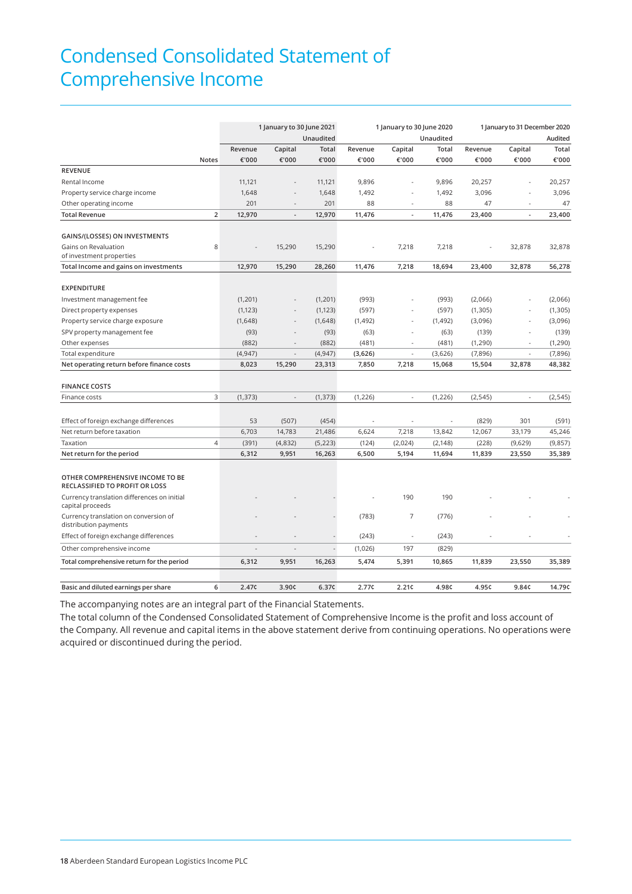# Condensed Consolidated Statement of Comprehensive Income

| | | 1 January to 30 June 2021 | | Unaudited | 1 January to 30 June 2020 | | Unaudited | 1 January to 31 December 2020 | | Audited |
|---|---|---|---|---|---|---|---|---|---|---|
| | | Revenue | Capital | Total | Revenue | Capital | Total | Revenue | Capital | Total |
| | Notes | €'000 | €'000 | €'000 | €'000 | €'000 | €'000 | €'000 | €'000 | €'000 |
| **REVENUE** | | | | | | | | | | |
| Rental Income | | 11,121 | - | 11,121 | 9,896 | - | 9,896 | 20,257 | - | 20,257 |
| Property service charge income | | 1,648 | - | 1,648 | 1,492 | - | 1,492 | 3,096 | - | 3,096 |
| Other operating income | | 201 | - | 201 | 88 | - | 88 | 47 | - | 47 |
| **Total Revenue** | 2 | **12,970** | - | **12,970** | **11,476** | - | **11,476** | **23,400** | - | **23,400** |
| **GAINS/(LOSSES) ON INVESTMENTS** | | | | | | | | | | |
| Gains on Revaluation of investment properties | 8 | - | 15,290 | 15,290 | - | 7,218 | 7,218 | - | 32,878 | 32,878 |
| **Total Income and gains on investments** | | **12,970** | **15,290** | **28,260** | **11,476** | **7,218** | **18,694** | **23,400** | **32,878** | **56,278** |
| **EXPENDITURE** | | | | | | | | | | |
| Investment management fee | | (1,201) | - | (1,201) | (993) | - | (993) | (2,066) | - | (2,066) |
| Direct property expenses | | (1,123) | - | (1,123) | (597) | - | (597) | (1,305) | - | (1,305) |
| Property service charge exposure | | (1,648) | - | (1,648) | (1,492) | - | (1,492) | (3,096) | - | (3,096) |
| SPV property management fee | | (93) | - | (93) | (63) | - | (63) | (139) | - | (139) |
| Other expenses | | (882) | - | (882) | (481) | - | (481) | (1,290) | - | (1,290) |
| Total expenditure | | (4,947) | - | (4,947) | **(3,626)** | - | (3,626) | (7,896) | - | (7,896) |
| **Net operating return before finance costs** | | **8,023** | **15,290** | **23,313** | **7,850** | **7,218** | **15,068** | **15,504** | **32,878** | **48,382** |
| **FINANCE COSTS** | | | | | | | | | | |
| Finance costs | 3 | (1,373) | - | (1,373) | (1,226) | - | (1,226) | (2,545) | - | (2,545) |
| Effect of foreign exchange differences | | 53 | (507) | (454) | - | - | - | (829) | 301 | (591) |
| Net return before taxation | | 6,703 | 14,783 | 21,486 | 6,624 | 7,218 | 13,842 | 12,067 | 33,179 | 45,246 |
| Taxation | 4 | (391) | (4,832) | (5,223) | (124) | (2,024) | (2,148) | (228) | (9,629) | (9,857) |
| **Net return for the period** | | **6,312** | **9,951** | **16,263** | **6,500** | **5,194** | **11,694** | **11,839** | **23,550** | **35,389** |
| **OTHER COMPREHENSIVE INCOME TO BE RECLASSIFIED TO PROFIT OR LOSS** | | | | | | | | | | |
| Currency translation differences on initial capital proceeds | | - | - | - | - | 190 | 190 | - | - | - |
| Currency translation on conversion of distribution payments | | - | - | - | (783) | 7 | (776) | - | - | - |
| Effect of foreign exchange differences | | - | - | - | (243) | - | (243) | - | - | - |
| Other comprehensive income | | - | - | - | (1,026) | 197 | (829) | | | |
| **Total comprehensive return for the period** | | **6,312** | **9,951** | **16,263** | **5,474** | **5,391** | **10,865** | **11,839** | **23,550** | **35,389** |
| **Basic and diluted earnings per share** | 6 | **2.47¢** | **3.90¢** | **6.37¢** | **2.77¢** | **2.21¢** | **4.98¢** | **4.95¢** | **9.84¢** | **14.79¢** |

The accompanying notes are an integral part of the Financial Statements.

The total column of the Condensed Consolidated Statement of Comprehensive Income is the profit and loss account of the Company. All revenue and capital items in the above statement derive from continuing operations. No operations were acquired or discontinued during the period.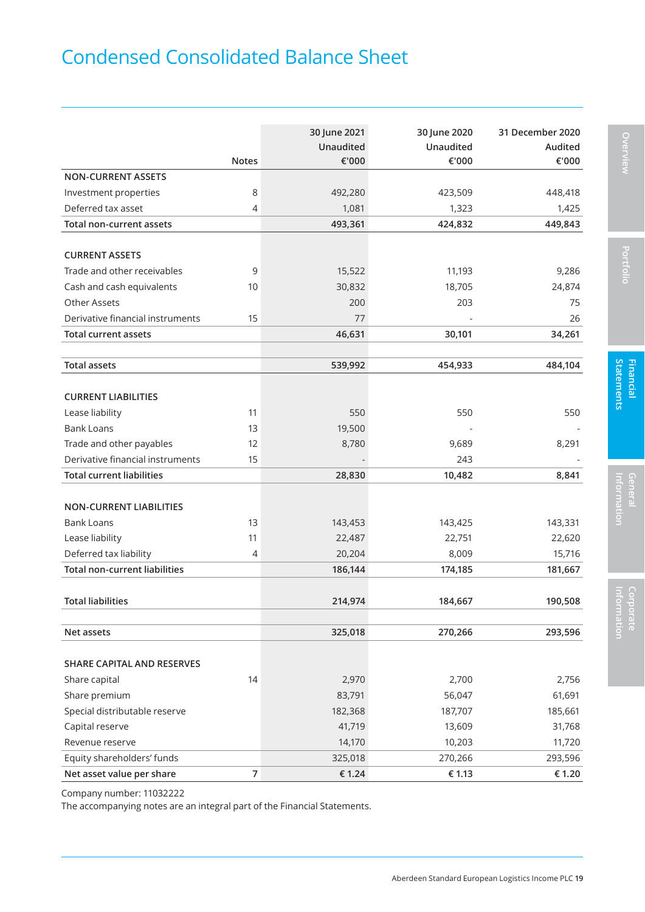# Condensed Consolidated Balance Sheet

| | Notes | 30 June 2021 Unaudited €'000 | 30 June 2020 Unaudited €'000 | 31 December 2020 Audited €'000 |
|---|---|---|---|---|
| **NON-CURRENT ASSETS** | | | | |
| Investment properties | 8 | 492,280 | 423,509 | 448,418 |
| Deferred tax asset | 4 | 1,081 | 1,323 | 1,425 |
| **Total non-current assets** | | **493,361** | **424,832** | **449,843** |
| | | | | |
| **CURRENT ASSETS** | | | | |
| Trade and other receivables | 9 | 15,522 | 11,193 | 9,286 |
| Cash and cash equivalents | 10 | 30,832 | 18,705 | 24,874 |
| Other Assets | | 200 | 203 | 75 |
| Derivative financial instruments | 15 | 77 | - | 26 |
| **Total current assets** | | **46,631** | **30,101** | **34,261** |
| | | | | |
| **Total assets** | | **539,992** | **454,933** | **484,104** |
| | | | | |
| **CURRENT LIABILITIES** | | | | |
| Lease liability | 11 | 550 | 550 | 550 |
| Bank Loans | 13 | 19,500 | - | - |
| Trade and other payables | 12 | 8,780 | 9,689 | 8,291 |
| Derivative financial instruments | 15 | - | 243 | - |
| **Total current liabilities** | | **28,830** | **10,482** | **8,841** |
| | | | | |
| **NON-CURRENT LIABILITIES** | | | | |
| Bank Loans | 13 | 143,453 | 143,425 | 143,331 |
| Lease liability | 11 | 22,487 | 22,751 | 22,620 |
| Deferred tax liability | 4 | 20,204 | 8,009 | 15,716 |
| **Total non-current liabilities** | | **186,144** | **174,185** | **181,667** |
| | | | | |
| **Total liabilities** | | **214,974** | **184,667** | **190,508** |
| | | | | |
| **Net assets** | | **325,018** | **270,266** | **293,596** |
| | | | | |
| **SHARE CAPITAL AND RESERVES** | | | | |
| Share capital | 14 | 2,970 | 2,700 | 2,756 |
| Share premium | | 83,791 | 56,047 | 61,691 |
| Special distributable reserve | | 182,368 | 187,707 | 185,661 |
| Capital reserve | | 41,719 | 13,609 | 31,768 |
| Revenue reserve | | 14,170 | 10,203 | 11,720 |
| Equity shareholders' funds | | 325,018 | 270,266 | 293,596 |
| **Net asset value per share** | **7** | **€ 1.24** | **€ 1.13** | **€ 1.20** |

Company number: 11032222

The accompanying notes are an integral part of the Financial Statements.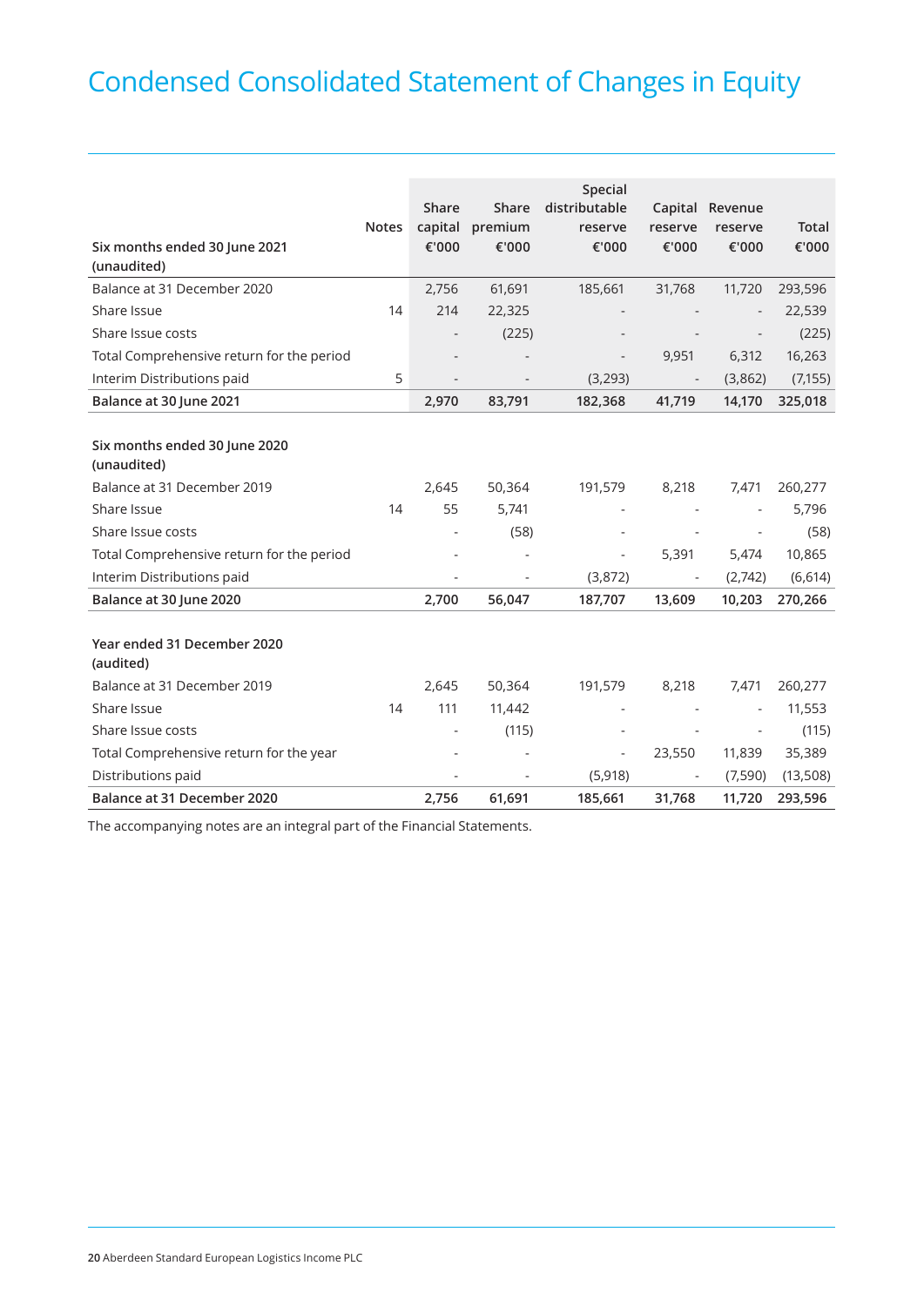# Condensed Consolidated Statement of Changes in Equity

| Six months ended 30 June 2021 (unaudited) | Notes | Share capital €'000 | Share premium €'000 | Special distributable reserve €'000 | Capital reserve €'000 | Revenue reserve €'000 | Total €'000 |
|---|---|---|---|---|---|---|---|
| Balance at 31 December 2020 | | 2,756 | 61,691 | 185,661 | 31,768 | 11,720 | 293,596 |
| Share Issue | 14 | 214 | 22,325 | - | - | - | 22,539 |
| Share Issue costs | | - | (225) | - | - | - | (225) |
| Total Comprehensive return for the period | | - | - | - | 9,951 | 6,312 | 16,263 |
| Interim Distributions paid | 5 | - | - | (3,293) | - | (3,862) | (7,155) |
| **Balance at 30 June 2021** | | **2,970** | **83,791** | **182,368** | **41,719** | **14,170** | **325,018** |
| | | | | | | | |
| **Six months ended 30 June 2020 (unaudited)** | | | | | | | |
| Balance at 31 December 2019 | | 2,645 | 50,364 | 191,579 | 8,218 | 7,471 | 260,277 |
| Share Issue | 14 | 55 | 5,741 | - | - | - | 5,796 |
| Share Issue costs | | - | (58) | - | - | - | (58) |
| Total Comprehensive return for the period | | - | - | - | 5,391 | 5,474 | 10,865 |
| Interim Distributions paid | | - | - | (3,872) | - | (2,742) | (6,614) |
| **Balance at 30 June 2020** | | **2,700** | **56,047** | **187,707** | **13,609** | **10,203** | **270,266** |
| | | | | | | | |
| **Year ended 31 December 2020 (audited)** | | | | | | | |
| Balance at 31 December 2019 | | 2,645 | 50,364 | 191,579 | 8,218 | 7,471 | 260,277 |
| Share Issue | 14 | 111 | 11,442 | - | - | - | 11,553 |
| Share Issue costs | | - | (115) | - | - | - | (115) |
| Total Comprehensive return for the year | | - | - | - | 23,550 | 11,839 | 35,389 |
| Distributions paid | | - | - | (5,918) | - | (7,590) | (13,508) |
| **Balance at 31 December 2020** | | **2,756** | **61,691** | **185,661** | **31,768** | **11,720** | **293,596** |

The accompanying notes are an integral part of the Financial Statements.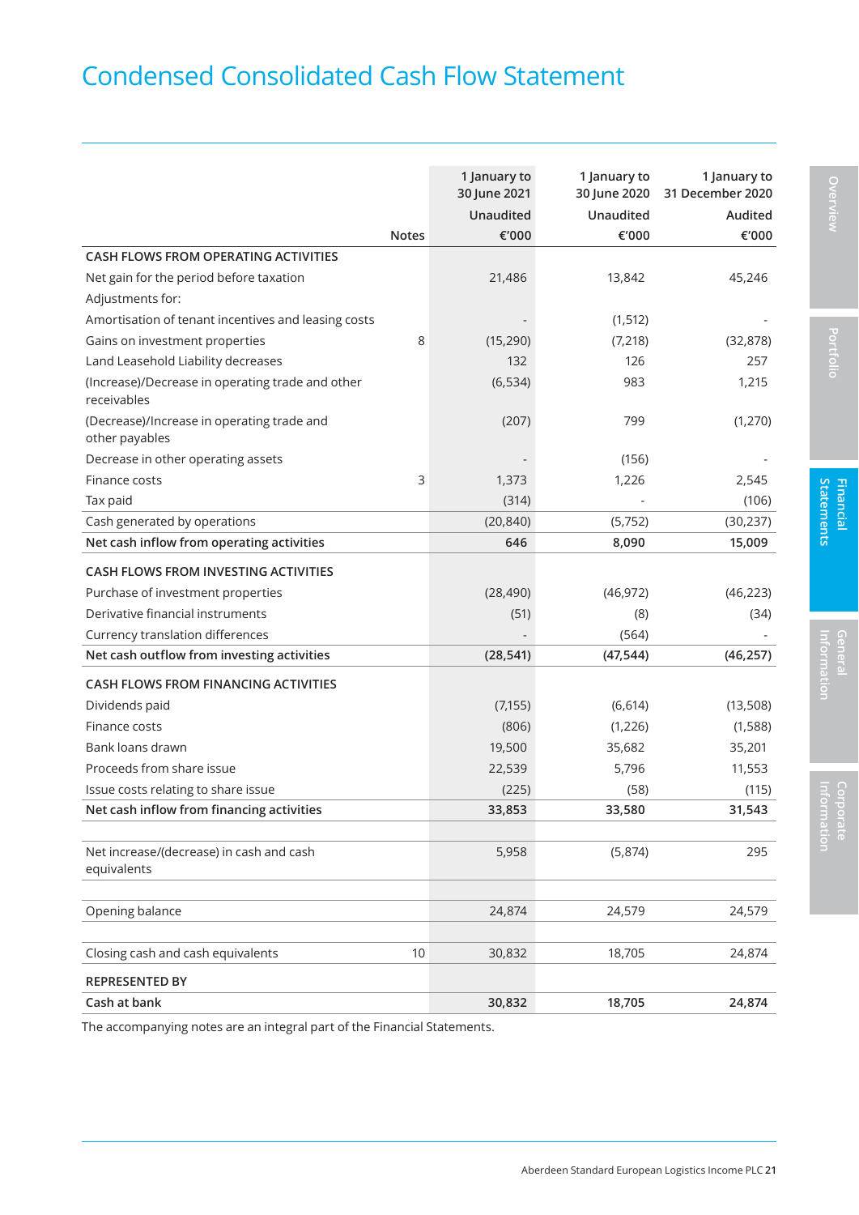# Condensed Consolidated Cash Flow Statement

| | Notes | 1 January to 30 June 2021 Unaudited €'000 | 1 January to 30 June 2020 Unaudited €'000 | 1 January to 31 December 2020 Audited €'000 |
|---|---|---|---|---|
| **CASH FLOWS FROM OPERATING ACTIVITIES** | | | | |
| Net gain for the period before taxation | | 21,486 | 13,842 | 45,246 |
| Adjustments for: | | | | |
| Amortisation of tenant incentives and leasing costs | | - | (1,512) | - |
| Gains on investment properties | 8 | (15,290) | (7,218) | (32,878) |
| Land Leasehold Liability decreases | | 132 | 126 | 257 |
| (Increase)/Decrease in operating trade and other receivables | | (6,534) | 983 | 1,215 |
| (Decrease)/Increase in operating trade and other payables | | (207) | 799 | (1,270) |
| Decrease in other operating assets | | - | (156) | - |
| Finance costs | 3 | 1,373 | 1,226 | 2,545 |
| Tax paid | | (314) | - | (106) |
| Cash generated by operations | | (20,840) | (5,752) | (30,237) |
| **Net cash inflow from operating activities** | | **646** | **8,090** | **15,009** |
| **CASH FLOWS FROM INVESTING ACTIVITIES** | | | | |
| Purchase of investment properties | | (28,490) | (46,972) | (46,223) |
| Derivative financial instruments | | (51) | (8) | (34) |
| Currency translation differences | | - | (564) | - |
| **Net cash outflow from investing activities** | | **(28,541)** | **(47,544)** | **(46,257)** |
| **CASH FLOWS FROM FINANCING ACTIVITIES** | | | | |
| Dividends paid | | (7,155) | (6,614) | (13,508) |
| Finance costs | | (806) | (1,226) | (1,588) |
| Bank loans drawn | | 19,500 | 35,682 | 35,201 |
| Proceeds from share issue | | 22,539 | 5,796 | 11,553 |
| Issue costs relating to share issue | | (225) | (58) | (115) |
| **Net cash inflow from financing activities** | | **33,853** | **33,580** | **31,543** |
| Net increase/(decrease) in cash and cash equivalents | | 5,958 | (5,874) | 295 |
| Opening balance | | 24,874 | 24,579 | 24,579 |
| Closing cash and cash equivalents | 10 | 30,832 | 18,705 | 24,874 |
| **REPRESENTED BY** | | | | |
| **Cash at bank** | | **30,832** | **18,705** | **24,874** |

The accompanying notes are an integral part of the Financial Statements.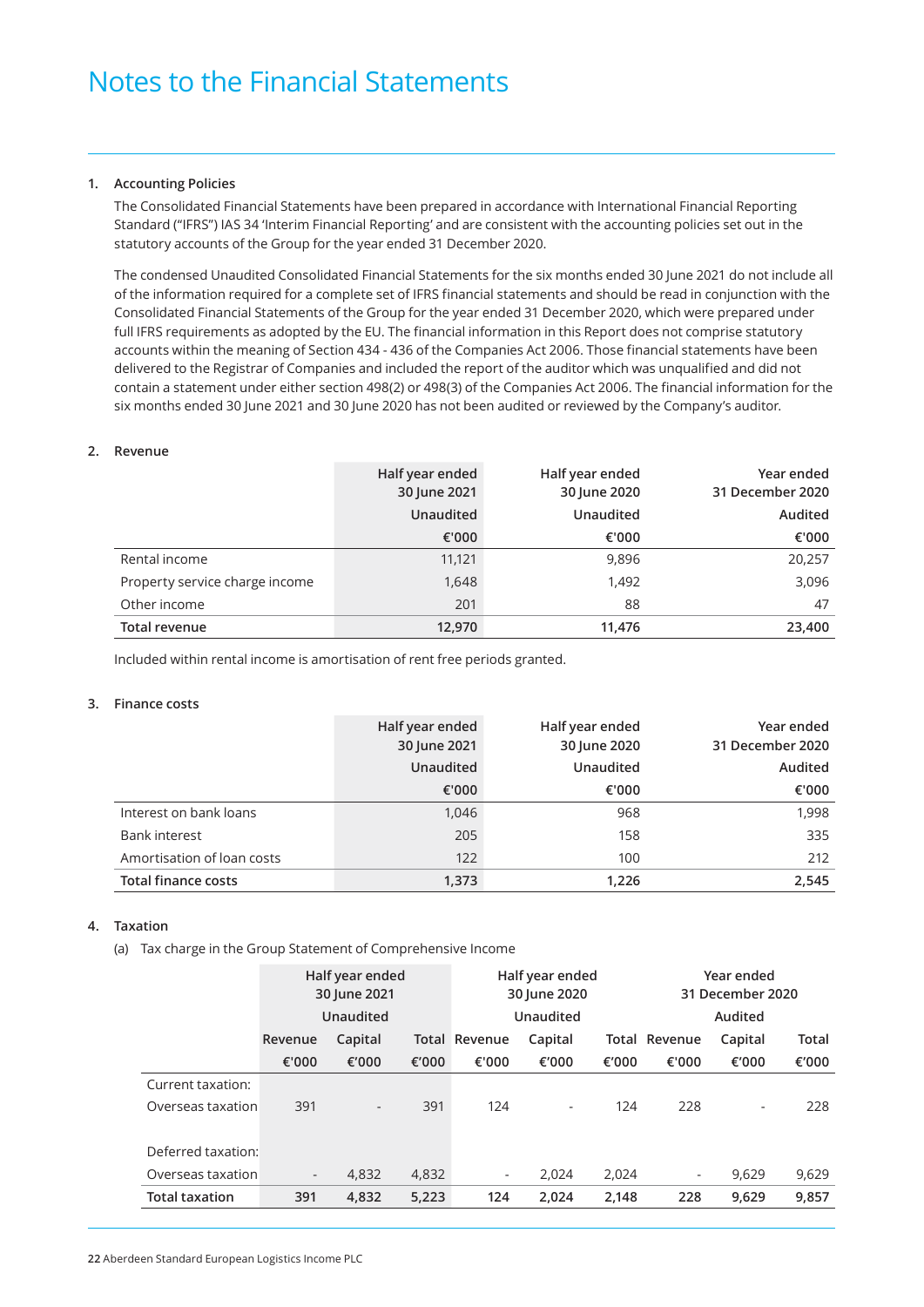# Notes to the Financial Statements

## 1. Accounting Policies

The Consolidated Financial Statements have been prepared in accordance with International Financial Reporting Standard ("IFRS") IAS 34 'Interim Financial Reporting' and are consistent with the accounting policies set out in the statutory accounts of the Group for the year ended 31 December 2020.

The condensed Unaudited Consolidated Financial Statements for the six months ended 30 June 2021 do not include all of the information required for a complete set of IFRS financial statements and should be read in conjunction with the Consolidated Financial Statements of the Group for the year ended 31 December 2020, which were prepared under full IFRS requirements as adopted by the EU. The financial information in this Report does not comprise statutory accounts within the meaning of Section 434 - 436 of the Companies Act 2006. Those financial statements have been delivered to the Registrar of Companies and included the report of the auditor which was unqualified and did not contain a statement under either section 498(2) or 498(3) of the Companies Act 2006. The financial information for the six months ended 30 June 2021 and 30 June 2020 has not been audited or reviewed by the Company's auditor.

## 2. Revenue

| | Half year ended 30 June 2021 | Half year ended 30 June 2020 | Year ended 31 December 2020 |
|---|---|---|---|
| | Unaudited | Unaudited | Audited |
| | €'000 | €'000 | €'000 |
| Rental income | 11,121 | 9,896 | 20,257 |
| Property service charge income | 1,648 | 1,492 | 3,096 |
| Other income | 201 | 88 | 47 |
| **Total revenue** | **12,970** | **11,476** | **23,400** |

Included within rental income is amortisation of rent free periods granted.

## 3. Finance costs

| | Half year ended 30 June 2021 | Half year ended 30 June 2020 | Year ended 31 December 2020 |
|---|---|---|---|
| | Unaudited | Unaudited | Audited |
| | €'000 | €'000 | €'000 |
| Interest on bank loans | 1,046 | 968 | 1,998 |
| Bank interest | 205 | 158 | 335 |
| Amortisation of loan costs | 122 | 100 | 212 |
| **Total finance costs** | **1,373** | **1,226** | **2,545** |

## 4. Taxation

(a) Tax charge in the Group Statement of Comprehensive Income

| | Half year ended 30 June 2021 | | | Half year ended 30 June 2020 | | | Year ended 31 December 2020 | | |
|---|---|---|---|---|---|---|---|---|---|
| | Unaudited | | | Unaudited | | | Audited | | |
| | Revenue | Capital | Total | Revenue | Capital | Total | Revenue | Capital | Total |
| | €'000 | €'000 | €'000 | €'000 | €'000 | €'000 | €'000 | €'000 | €'000 |
| Current taxation: | | | | | | | | | |
| Overseas taxation | 391 | - | 391 | 124 | - | 124 | 228 | - | 228 |
| Deferred taxation: | | | | | | | | | |
| Overseas taxation | - | 4,832 | 4,832 | - | 2,024 | 2,024 | - | 9,629 | 9,629 |
| **Total taxation** | **391** | **4,832** | **5,223** | **124** | **2,024** | **2,148** | **228** | **9,629** | **9,857** |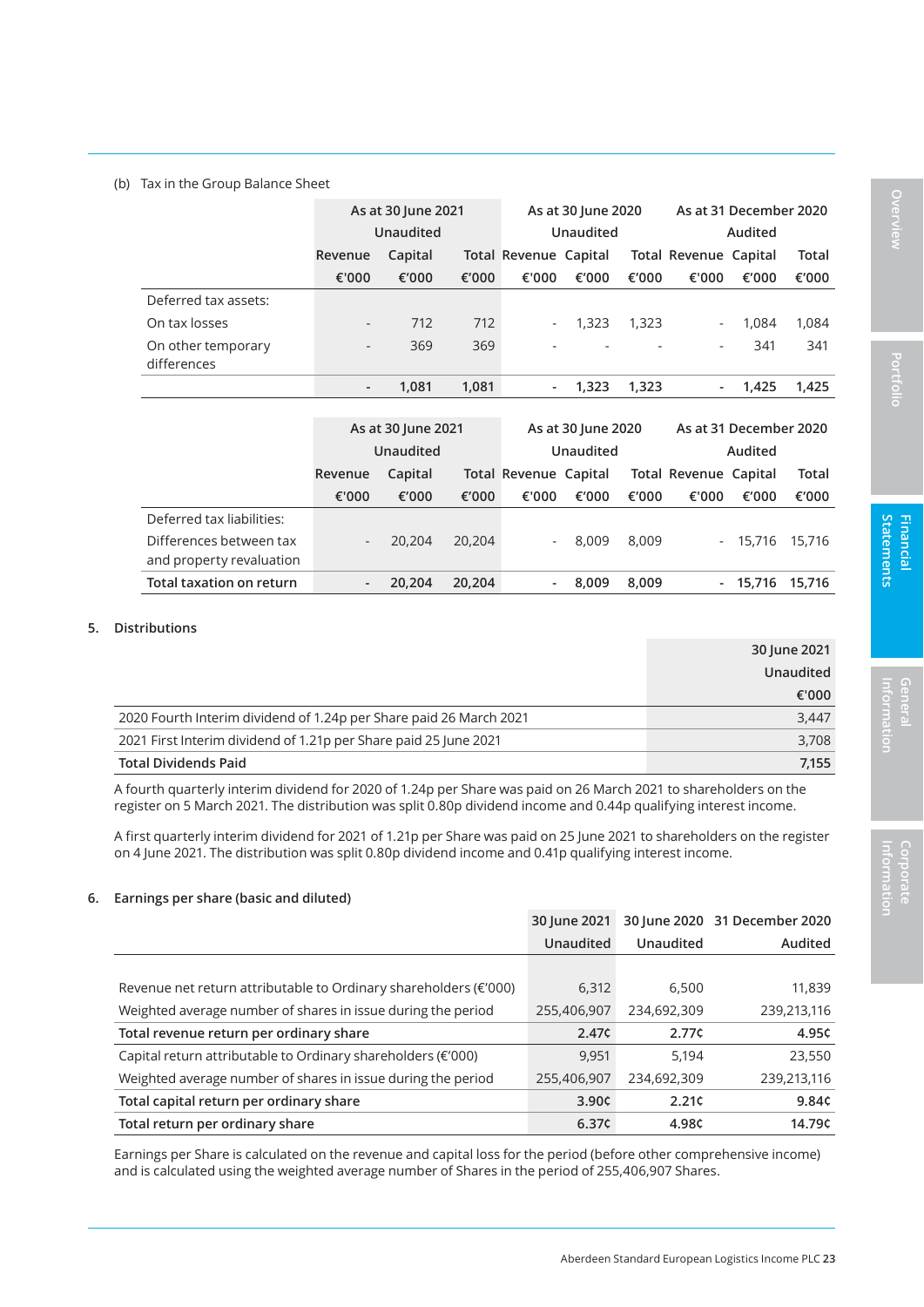(b) Tax in the Group Balance Sheet

| | As at 30 June 2021 Unaudited | | | As at 30 June 2020 Unaudited | | | As at 31 December 2020 Audited | | |
|---|---|---|---|---|---|---|---|---|---|
| | Revenue €'000 | Capital €'000 | Total €'000 | Revenue €'000 | Capital €'000 | Total €'000 | Revenue €'000 | Capital €'000 | Total €'000 |
| Deferred tax assets: | | | | | | | | | |
| On tax losses | - | 712 | 712 | - | 1,323 | 1,323 | - | 1,084 | 1,084 |
| On other temporary differences | - | 369 | 369 | - | - | - | - | 341 | 341 |
| | **-** | **1,081** | **1,081** | **-** | **1,323** | **1,323** | **-** | **1,425** | **1,425** |

| | As at 30 June 2021 Unaudited | | | As at 30 June 2020 Unaudited | | | As at 31 December 2020 Audited | | |
|---|---|---|---|---|---|---|---|---|---|
| | Revenue €'000 | Capital €'000 | Total €'000 | Revenue €'000 | Capital €'000 | Total €'000 | Revenue €'000 | Capital €'000 | Total €'000 |
| Deferred tax liabilities: | | | | | | | | | |
| Differences between tax and property revaluation | - | 20,204 | 20,204 | - | 8,009 | 8,009 | - | 15,716 | 15,716 |
| **Total taxation on return** | **-** | **20,204** | **20,204** | **-** | **8,009** | **8,009** | **-** | **15,716** | **15,716** |

## 5. Distributions

| | 30 June 2021 Unaudited €'000 |
|---|---|
| 2020 Fourth Interim dividend of 1.24p per Share paid 26 March 2021 | 3,447 |
| 2021 First Interim dividend of 1.21p per Share paid 25 June 2021 | 3,708 |
| **Total Dividends Paid** | **7,155** |

A fourth quarterly interim dividend for 2020 of 1.24p per Share was paid on 26 March 2021 to shareholders on the register on 5 March 2021. The distribution was split 0.80p dividend income and 0.44p qualifying interest income.

A first quarterly interim dividend for 2021 of 1.21p per Share was paid on 25 June 2021 to shareholders on the register on 4 June 2021. The distribution was split 0.80p dividend income and 0.41p qualifying interest income.

## 6. Earnings per share (basic and diluted)

| | 30 June 2021 Unaudited | 30 June 2020 Unaudited | 31 December 2020 Audited |
|---|---|---|---|
| Revenue net return attributable to Ordinary shareholders (€'000) | 6,312 | 6,500 | 11,839 |
| Weighted average number of shares in issue during the period | 255,406,907 | 234,692,309 | 239,213,116 |
| **Total revenue return per ordinary share** | **2.47¢** | **2.77¢** | **4.95¢** |
| Capital return attributable to Ordinary shareholders (€'000) | 9,951 | 5,194 | 23,550 |
| Weighted average number of shares in issue during the period | 255,406,907 | 234,692,309 | 239,213,116 |
| **Total capital return per ordinary share** | **3.90¢** | **2.21¢** | **9.84¢** |
| **Total return per ordinary share** | **6.37¢** | **4.98¢** | **14.79¢** |

Earnings per Share is calculated on the revenue and capital loss for the period (before other comprehensive income) and is calculated using the weighted average number of Shares in the period of 255,406,907 Shares.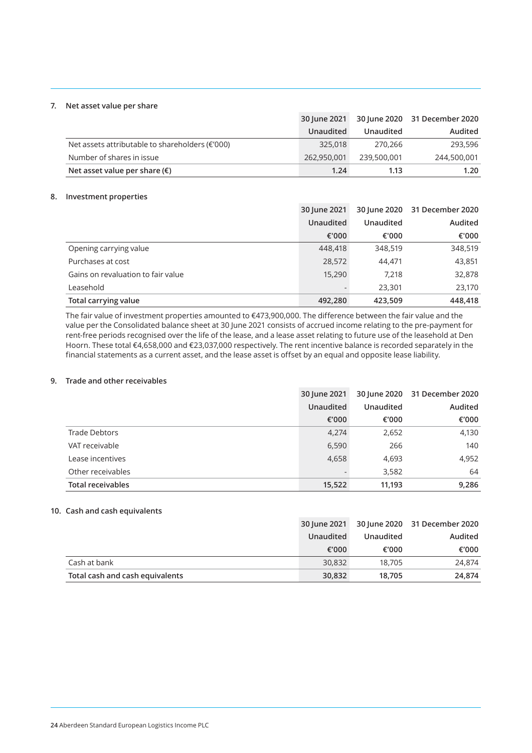## 7. Net asset value per share

| | 30 June 2021 | 30 June 2020 | 31 December 2020 |
|---|---|---|---|
| | Unaudited | Unaudited | Audited |
| Net assets attributable to shareholders (€'000) | 325,018 | 270,266 | 293,596 |
| Number of shares in issue | 262,950,001 | 239,500,001 | 244,500,001 |
| **Net asset value per share (€)** | **1.24** | **1.13** | **1.20** |

## 8. Investment properties

| | 30 June 2021 | 30 June 2020 | 31 December 2020 |
|---|---|---|---|
| | Unaudited | Unaudited | Audited |
| | €'000 | €'000 | €'000 |
| Opening carrying value | 448,418 | 348,519 | 348,519 |
| Purchases at cost | 28,572 | 44,471 | 43,851 |
| Gains on revaluation to fair value | 15,290 | 7,218 | 32,878 |
| Leasehold | - | 23,301 | 23,170 |
| **Total carrying value** | **492,280** | **423,509** | **448,418** |

The fair value of investment properties amounted to €473,900,000. The difference between the fair value and the value per the Consolidated balance sheet at 30 June 2021 consists of accrued income relating to the pre-payment for rent-free periods recognised over the life of the lease, and a lease asset relating to future use of the leasehold at Den Hoorn. These total €4,658,000 and €23,037,000 respectively. The rent incentive balance is recorded separately in the financial statements as a current asset, and the lease asset is offset by an equal and opposite lease liability.

## 9. Trade and other receivables

| | 30 June 2021 | 30 June 2020 | 31 December 2020 |
|---|---|---|---|
| | Unaudited | Unaudited | Audited |
| | €'000 | €'000 | €'000 |
| Trade Debtors | 4,274 | 2,652 | 4,130 |
| VAT receivable | 6,590 | 266 | 140 |
| Lease incentives | 4,658 | 4,693 | 4,952 |
| Other receivables | - | 3,582 | 64 |
| **Total receivables** | **15,522** | **11,193** | **9,286** |

## 10. Cash and cash equivalents

| | 30 June 2021 | 30 June 2020 | 31 December 2020 |
|---|---|---|---|
| | Unaudited | Unaudited | Audited |
| | €'000 | €'000 | €'000 |
| Cash at bank | 30,832 | 18,705 | 24,874 |
| **Total cash and cash equivalents** | **30,832** | **18,705** | **24,874** |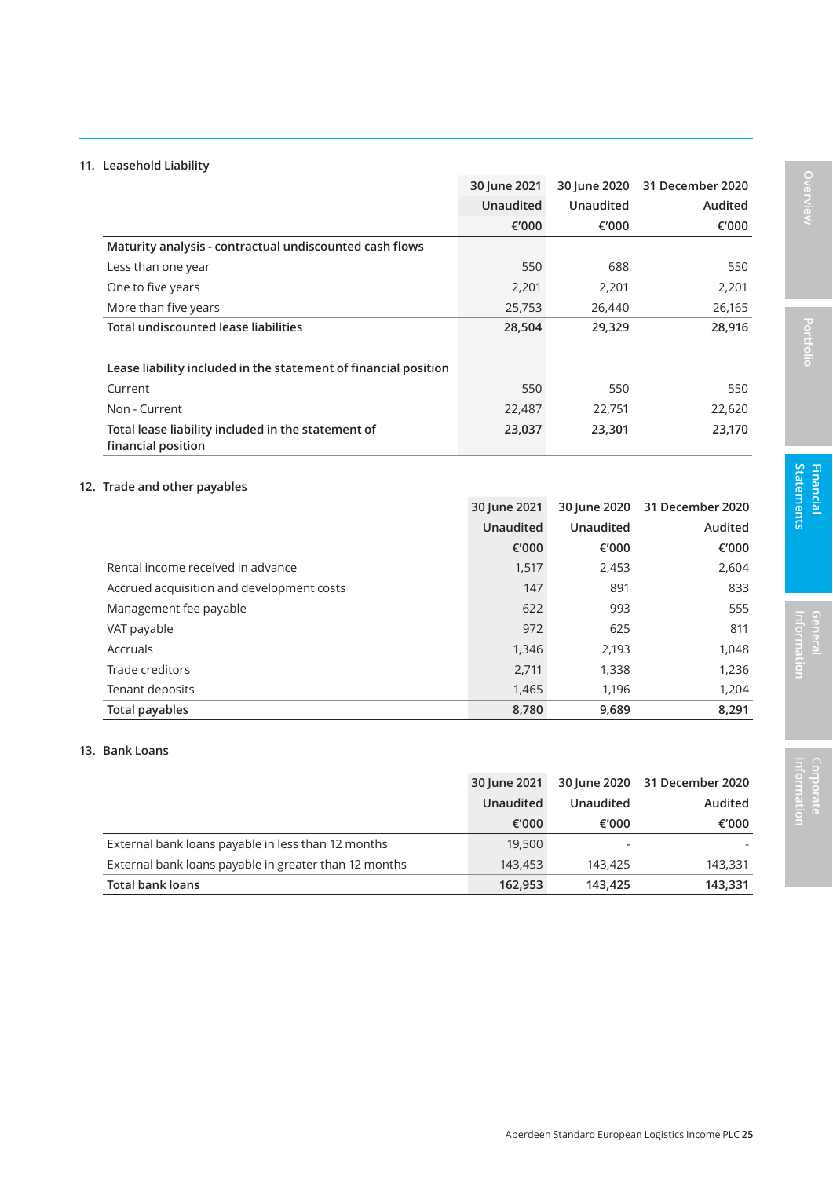## 11. Leasehold Liability

| | 30 June 2021 Unaudited €'000 | 30 June 2020 Unaudited €'000 | 31 December 2020 Audited €'000 |
|---|---|---|---|
| **Maturity analysis - contractual undiscounted cash flows** | | | |
| Less than one year | 550 | 688 | 550 |
| One to five years | 2,201 | 2,201 | 2,201 |
| More than five years | 25,753 | 26,440 | 26,165 |
| **Total undiscounted lease liabilities** | **28,504** | **29,329** | **28,916** |
| | | | |
| **Lease liability included in the statement of financial position** | | | |
| Current | 550 | 550 | 550 |
| Non - Current | 22,487 | 22,751 | 22,620 |
| **Total lease liability included in the statement of financial position** | **23,037** | **23,301** | **23,170** |

## 12. Trade and other payables

| | 30 June 2021 Unaudited €'000 | 30 June 2020 Unaudited €'000 | 31 December 2020 Audited €'000 |
|---|---|---|---|
| Rental income received in advance | 1,517 | 2,453 | 2,604 |
| Accrued acquisition and development costs | 147 | 891 | 833 |
| Management fee payable | 622 | 993 | 555 |
| VAT payable | 972 | 625 | 811 |
| Accruals | 1,346 | 2,193 | 1,048 |
| Trade creditors | 2,711 | 1,338 | 1,236 |
| Tenant deposits | 1,465 | 1,196 | 1,204 |
| **Total payables** | **8,780** | **9,689** | **8,291** |

## 13. Bank Loans

| | 30 June 2021 Unaudited €'000 | 30 June 2020 Unaudited €'000 | 31 December 2020 Audited €'000 |
|---|---|---|---|
| External bank loans payable in less than 12 months | 19,500 | - | - |
| External bank loans payable in greater than 12 months | 143,453 | 143,425 | 143,331 |
| **Total bank loans** | **162,953** | **143,425** | **143,331** |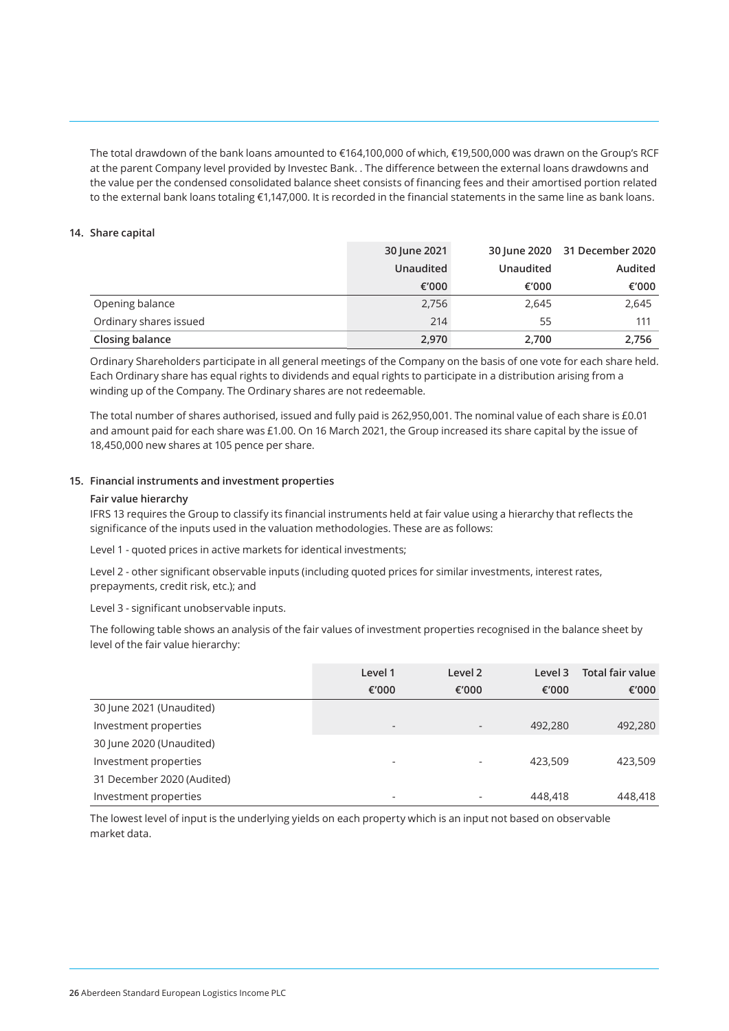The total drawdown of the bank loans amounted to €164,100,000 of which, €19,500,000 was drawn on the Group's RCF at the parent Company level provided by Investec Bank. . The difference between the external loans drawdowns and the value per the condensed consolidated balance sheet consists of financing fees and their amortised portion related to the external bank loans totaling €1,147,000. It is recorded in the financial statements in the same line as bank loans.

## 14. Share capital

| | 30 June 2021 | 30 June 2020 | 31 December 2020 |
|---|---|---|---|
| | Unaudited | Unaudited | Audited |
| | €'000 | €'000 | €'000 |
| Opening balance | 2,756 | 2,645 | 2,645 |
| Ordinary shares issued | 214 | 55 | 111 |
| **Closing balance** | **2,970** | **2,700** | **2,756** |

Ordinary Shareholders participate in all general meetings of the Company on the basis of one vote for each share held. Each Ordinary share has equal rights to dividends and equal rights to participate in a distribution arising from a winding up of the Company. The Ordinary shares are not redeemable.

The total number of shares authorised, issued and fully paid is 262,950,001. The nominal value of each share is £0.01 and amount paid for each share was £1.00. On 16 March 2021, the Group increased its share capital by the issue of 18,450,000 new shares at 105 pence per share.

## 15. Financial instruments and investment properties

**Fair value hierarchy**

IFRS 13 requires the Group to classify its financial instruments held at fair value using a hierarchy that reflects the significance of the inputs used in the valuation methodologies. These are as follows:

Level 1 - quoted prices in active markets for identical investments;

Level 2 - other significant observable inputs (including quoted prices for similar investments, interest rates, prepayments, credit risk, etc.); and

Level 3 - significant unobservable inputs.

The following table shows an analysis of the fair values of investment properties recognised in the balance sheet by level of the fair value hierarchy:

| | Level 1 | Level 2 | Level 3 | Total fair value |
|---|---|---|---|---|
| | €'000 | €'000 | €'000 | €'000 |
| 30 June 2021 (Unaudited) | | | | |
| Investment properties | - | - | 492,280 | 492,280 |
| 30 June 2020 (Unaudited) | | | | |
| Investment properties | - | - | 423,509 | 423,509 |
| 31 December 2020 (Audited) | | | | |
| Investment properties | - | - | 448,418 | 448,418 |

The lowest level of input is the underlying yields on each property which is an input not based on observable market data.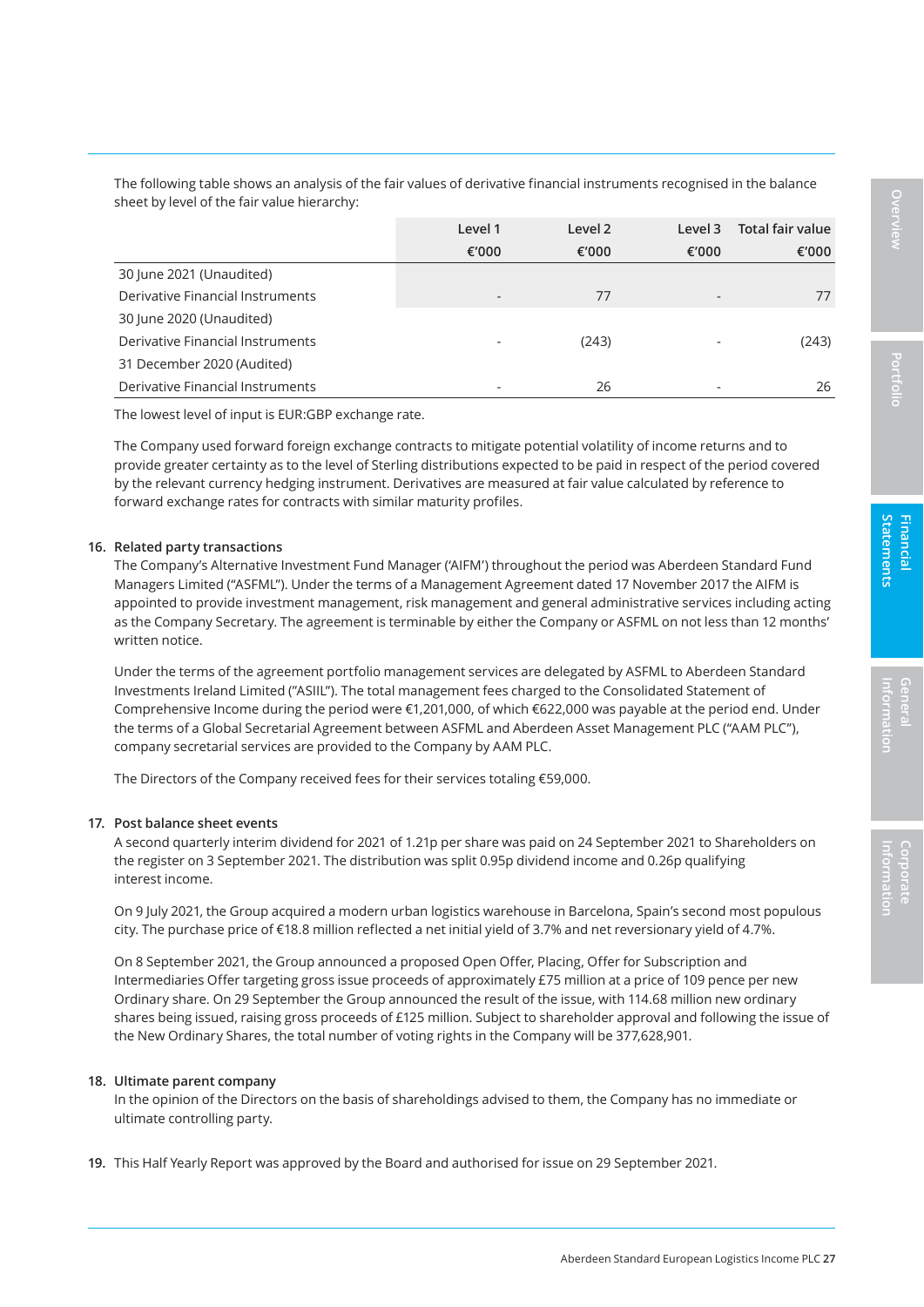The following table shows an analysis of the fair values of derivative financial instruments recognised in the balance sheet by level of the fair value hierarchy:

| | Level 1 €'000 | Level 2 €'000 | Level 3 €'000 | Total fair value €'000 |
|---|---|---|---|---|
| 30 June 2021 (Unaudited) | | | | |
| Derivative Financial Instruments | - | 77 | - | 77 |
| 30 June 2020 (Unaudited) | | | | |
| Derivative Financial Instruments | - | (243) | - | (243) |
| 31 December 2020 (Audited) | | | | |
| Derivative Financial Instruments | - | 26 | - | 26 |

The lowest level of input is EUR:GBP exchange rate.

The Company used forward foreign exchange contracts to mitigate potential volatility of income returns and to provide greater certainty as to the level of Sterling distributions expected to be paid in respect of the period covered by the relevant currency hedging instrument. Derivatives are measured at fair value calculated by reference to forward exchange rates for contracts with similar maturity profiles.

## 16. Related party transactions

The Company's Alternative Investment Fund Manager ('AIFM') throughout the period was Aberdeen Standard Fund Managers Limited ("ASFML"). Under the terms of a Management Agreement dated 17 November 2017 the AIFM is appointed to provide investment management, risk management and general administrative services including acting as the Company Secretary. The agreement is terminable by either the Company or ASFML on not less than 12 months' written notice.

Under the terms of the agreement portfolio management services are delegated by ASFML to Aberdeen Standard Investments Ireland Limited ("ASIIL"). The total management fees charged to the Consolidated Statement of Comprehensive Income during the period were €1,201,000, of which €622,000 was payable at the period end. Under the terms of a Global Secretarial Agreement between ASFML and Aberdeen Asset Management PLC ("AAM PLC"), company secretarial services are provided to the Company by AAM PLC.

The Directors of the Company received fees for their services totaling €59,000.

## 17. Post balance sheet events

A second quarterly interim dividend for 2021 of 1.21p per share was paid on 24 September 2021 to Shareholders on the register on 3 September 2021. The distribution was split 0.95p dividend income and 0.26p qualifying interest income.

On 9 July 2021, the Group acquired a modern urban logistics warehouse in Barcelona, Spain's second most populous city. The purchase price of €18.8 million reflected a net initial yield of 3.7% and net reversionary yield of 4.7%.

On 8 September 2021, the Group announced a proposed Open Offer, Placing, Offer for Subscription and Intermediaries Offer targeting gross issue proceeds of approximately £75 million at a price of 109 pence per new Ordinary share. On 29 September the Group announced the result of the issue, with 114.68 million new ordinary shares being issued, raising gross proceeds of £125 million. Subject to shareholder approval and following the issue of the New Ordinary Shares, the total number of voting rights in the Company will be 377,628,901.

## 18. Ultimate parent company

In the opinion of the Directors on the basis of shareholdings advised to them, the Company has no immediate or ultimate controlling party.

**19.** This Half Yearly Report was approved by the Board and authorised for issue on 29 September 2021.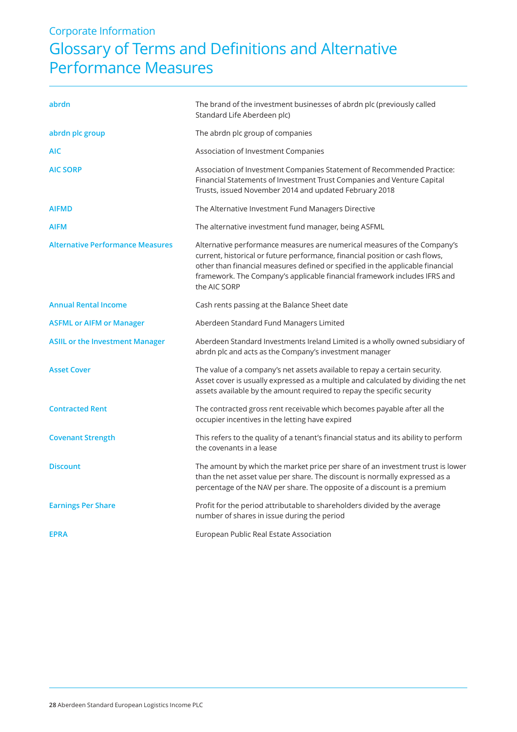Corporate Information

# Glossary of Terms and Definitions and Alternative Performance Measures

| | |
|---|---|
| **abrdn** | The brand of the investment businesses of abrdn plc (previously called Standard Life Aberdeen plc) |
| **abrdn plc group** | The abrdn plc group of companies |
| **AIC** | Association of Investment Companies |
| **AIC SORP** | Association of Investment Companies Statement of Recommended Practice: Financial Statements of Investment Trust Companies and Venture Capital Trusts, issued November 2014 and updated February 2018 |
| **AIFMD** | The Alternative Investment Fund Managers Directive |
| **AIFM** | The alternative investment fund manager, being ASFML |
| **Alternative Performance Measures** | Alternative performance measures are numerical measures of the Company's current, historical or future performance, financial position or cash flows, other than financial measures defined or specified in the applicable financial framework. The Company's applicable financial framework includes IFRS and the AIC SORP |
| **Annual Rental Income** | Cash rents passing at the Balance Sheet date |
| **ASFML or AIFM or Manager** | Aberdeen Standard Fund Managers Limited |
| **ASIIL or the Investment Manager** | Aberdeen Standard Investments Ireland Limited is a wholly owned subsidiary of abrdn plc and acts as the Company's investment manager |
| **Asset Cover** | The value of a company's net assets available to repay a certain security. Asset cover is usually expressed as a multiple and calculated by dividing the net assets available by the amount required to repay the specific security |
| **Contracted Rent** | The contracted gross rent receivable which becomes payable after all the occupier incentives in the letting have expired |
| **Covenant Strength** | This refers to the quality of a tenant's financial status and its ability to perform the covenants in a lease |
| **Discount** | The amount by which the market price per share of an investment trust is lower than the net asset value per share. The discount is normally expressed as a percentage of the NAV per share. The opposite of a discount is a premium |
| **Earnings Per Share** | Profit for the period attributable to shareholders divided by the average number of shares in issue during the period |
| **EPRA** | European Public Real Estate Association |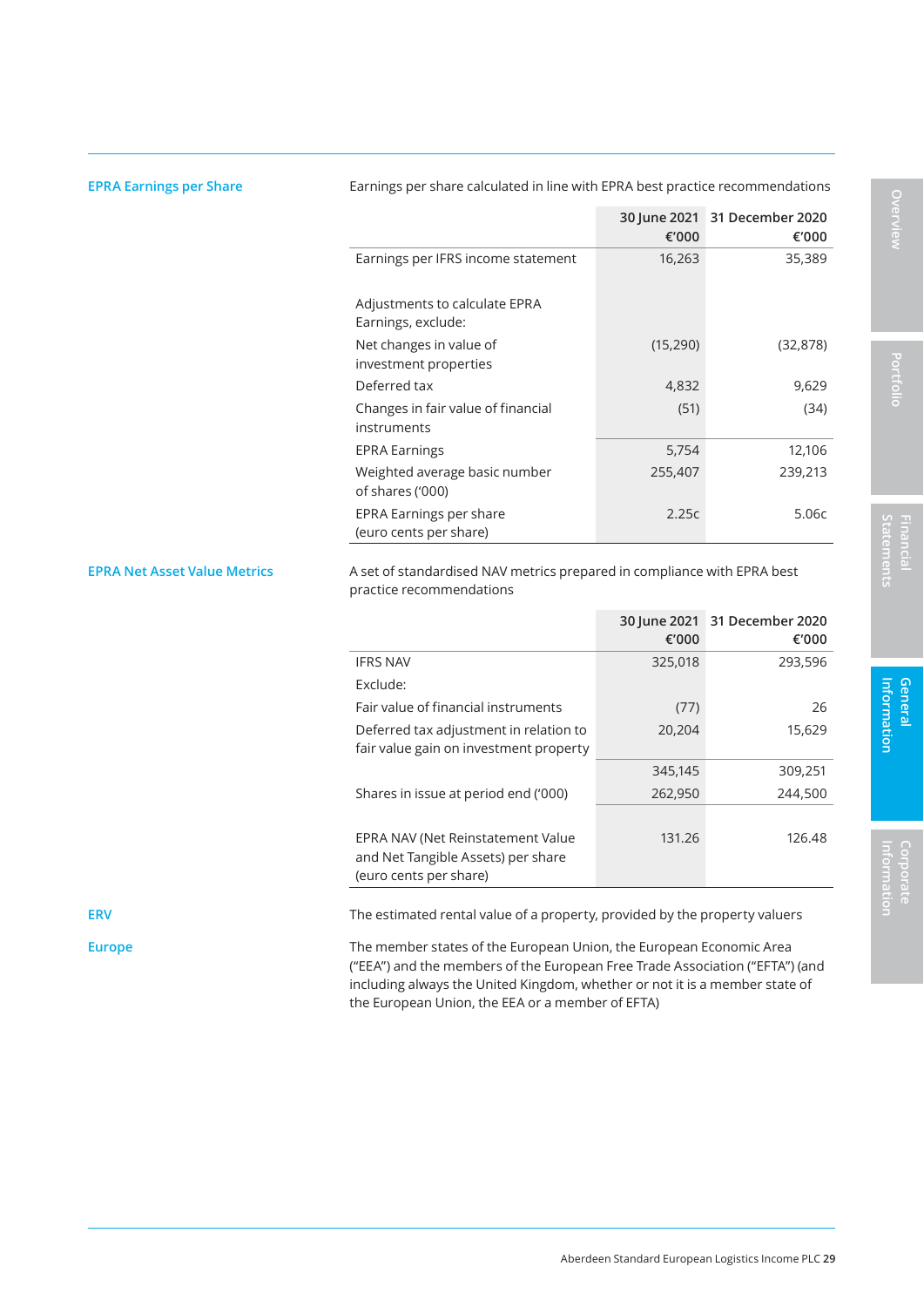**EPRA Earnings per Share**

Earnings per share calculated in line with EPRA best practice recommendations

| | 30 June 2021 €'000 | 31 December 2020 €'000 |
|---|---|---|
| Earnings per IFRS income statement | 16,263 | 35,389 |
| Adjustments to calculate EPRA Earnings, exclude: | | |
| Net changes in value of investment properties | (15,290) | (32,878) |
| Deferred tax | 4,832 | 9,629 |
| Changes in fair value of financial instruments | (51) | (34) |
| EPRA Earnings | 5,754 | 12,106 |
| Weighted average basic number of shares ('000) | 255,407 | 239,213 |
| EPRA Earnings per share (euro cents per share) | 2.25c | 5.06c |

**EPRA Net Asset Value Metrics**

A set of standardised NAV metrics prepared in compliance with EPRA best practice recommendations

| | 30 June 2021 €'000 | 31 December 2020 €'000 |
|---|---|---|
| IFRS NAV | 325,018 | 293,596 |
| Exclude: | | |
| Fair value of financial instruments | (77) | 26 |
| Deferred tax adjustment in relation to fair value gain on investment property | 20,204 | 15,629 |
| | 345,145 | 309,251 |
| Shares in issue at period end ('000) | 262,950 | 244,500 |
| EPRA NAV (Net Reinstatement Value and Net Tangible Assets) per share (euro cents per share) | 131.26 | 126.48 |

**ERV**

The estimated rental value of a property, provided by the property valuers

**Europe**

The member states of the European Union, the European Economic Area ("EEA") and the members of the European Free Trade Association ("EFTA") (and including always the United Kingdom, whether or not it is a member state of the European Union, the EEA or a member of EFTA)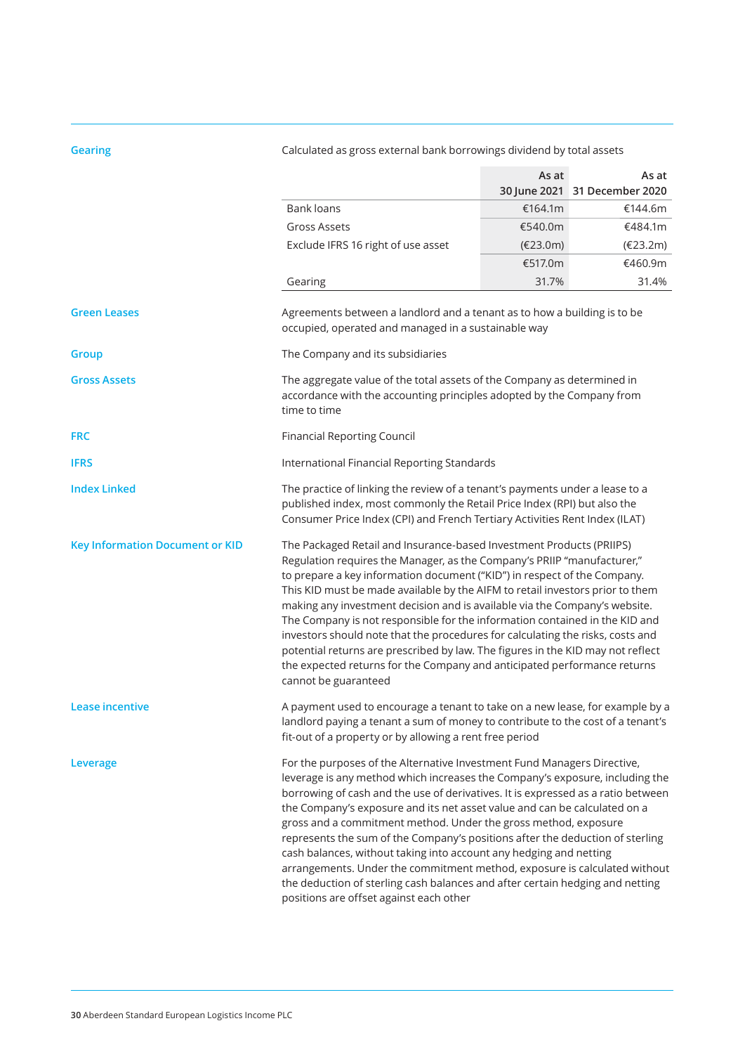**Gearing**

Calculated as gross external bank borrowings dividend by total assets

| | As at 30 June 2021 | As at 31 December 2020 |
|---|---|---|
| Bank loans | €164.1m | €144.6m |
| Gross Assets | €540.0m | €484.1m |
| Exclude IFRS 16 right of use asset | (€23.0m) | (€23.2m) |
| | €517.0m | €460.9m |
| Gearing | 31.7% | 31.4% |

**Green Leases**

Agreements between a landlord and a tenant as to how a building is to be occupied, operated and managed in a sustainable way

**Group**

The Company and its subsidiaries

**Gross Assets**

The aggregate value of the total assets of the Company as determined in accordance with the accounting principles adopted by the Company from time to time

**FRC**

Financial Reporting Council

**IFRS**

International Financial Reporting Standards

**Index Linked**

The practice of linking the review of a tenant's payments under a lease to a published index, most commonly the Retail Price Index (RPI) but also the Consumer Price Index (CPI) and French Tertiary Activities Rent Index (ILAT)

**Key Information Document or KID**

The Packaged Retail and Insurance-based Investment Products (PRIIPS) Regulation requires the Manager, as the Company's PRIIP "manufacturer," to prepare a key information document ("KID") in respect of the Company. This KID must be made available by the AIFM to retail investors prior to them making any investment decision and is available via the Company's website. The Company is not responsible for the information contained in the KID and investors should note that the procedures for calculating the risks, costs and potential returns are prescribed by law. The figures in the KID may not reflect the expected returns for the Company and anticipated performance returns cannot be guaranteed

**Lease incentive**

A payment used to encourage a tenant to take on a new lease, for example by a landlord paying a tenant a sum of money to contribute to the cost of a tenant's fit-out of a property or by allowing a rent free period

**Leverage**

For the purposes of the Alternative Investment Fund Managers Directive, leverage is any method which increases the Company's exposure, including the borrowing of cash and the use of derivatives. It is expressed as a ratio between the Company's exposure and its net asset value and can be calculated on a gross and a commitment method. Under the gross method, exposure represents the sum of the Company's positions after the deduction of sterling cash balances, without taking into account any hedging and netting arrangements. Under the commitment method, exposure is calculated without the deduction of sterling cash balances and after certain hedging and netting positions are offset against each other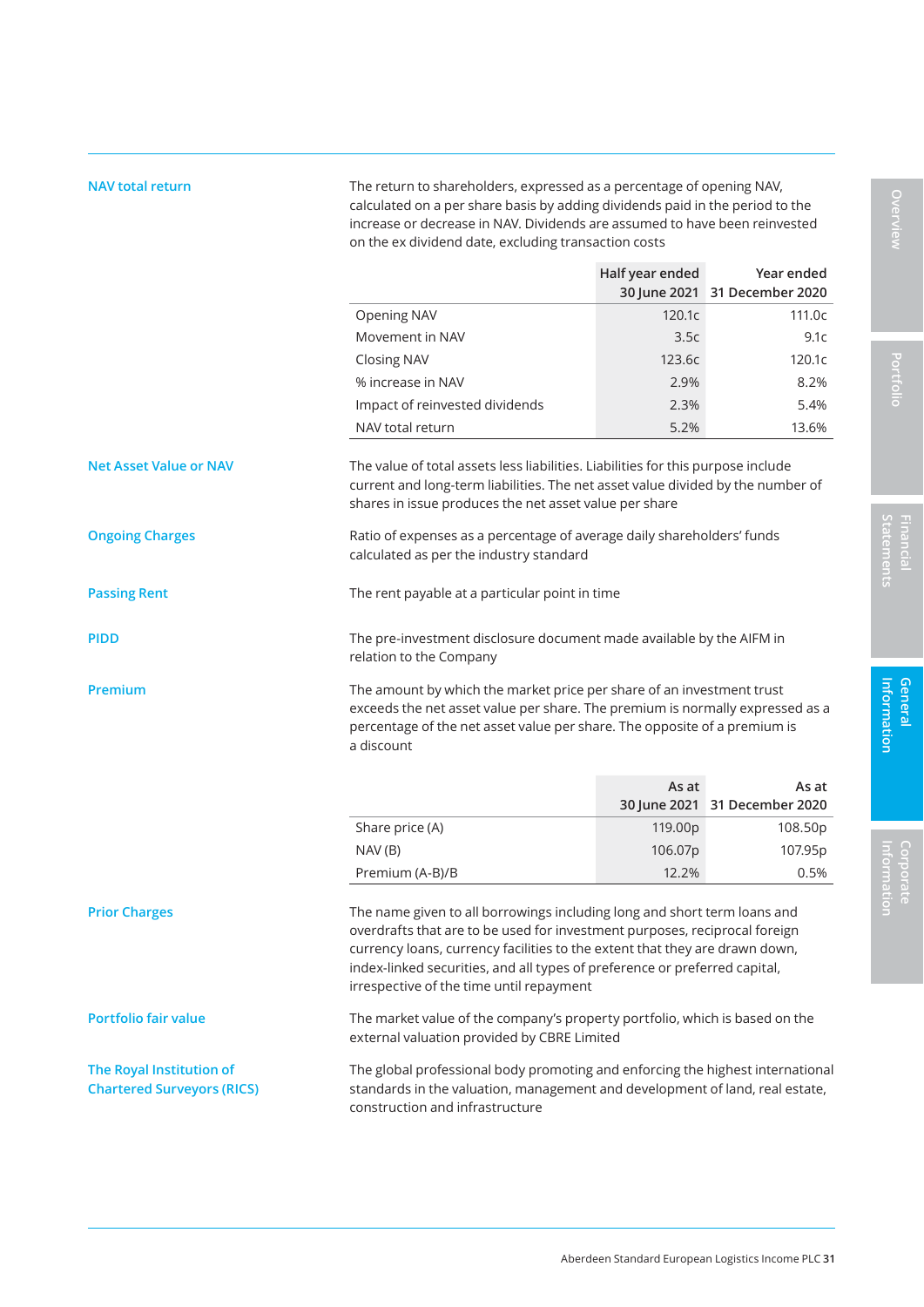**NAV total return**

The return to shareholders, expressed as a percentage of opening NAV, calculated on a per share basis by adding dividends paid in the period to the increase or decrease in NAV. Dividends are assumed to have been reinvested on the ex dividend date, excluding transaction costs

| | Half year ended 30 June 2021 | Year ended 31 December 2020 |
|---|---|---|
| Opening NAV | 120.1c | 111.0c |
| Movement in NAV | 3.5c | 9.1c |
| Closing NAV | 123.6c | 120.1c |
| % increase in NAV | 2.9% | 8.2% |
| Impact of reinvested dividends | 2.3% | 5.4% |
| NAV total return | 5.2% | 13.6% |

**Net Asset Value or NAV**

The value of total assets less liabilities. Liabilities for this purpose include current and long-term liabilities. The net asset value divided by the number of shares in issue produces the net asset value per share

**Ongoing Charges**

Ratio of expenses as a percentage of average daily shareholders' funds calculated as per the industry standard

**Passing Rent**

The rent payable at a particular point in time

**PIDD**

The pre-investment disclosure document made available by the AIFM in relation to the Company

**Premium**

The amount by which the market price per share of an investment trust exceeds the net asset value per share. The premium is normally expressed as a percentage of the net asset value per share. The opposite of a premium is a discount

| | As at 30 June 2021 | As at 31 December 2020 |
|---|---|---|
| Share price (A) | 119.00p | 108.50p |
| NAV (B) | 106.07p | 107.95p |
| Premium (A-B)/B | 12.2% | 0.5% |

**Prior Charges**

The name given to all borrowings including long and short term loans and overdrafts that are to be used for investment purposes, reciprocal foreign currency loans, currency facilities to the extent that they are drawn down, index-linked securities, and all types of preference or preferred capital, irrespective of the time until repayment

**Portfolio fair value**

The market value of the company's property portfolio, which is based on the external valuation provided by CBRE Limited

**The Royal Institution of Chartered Surveyors (RICS)**

The global professional body promoting and enforcing the highest international standards in the valuation, management and development of land, real estate, construction and infrastructure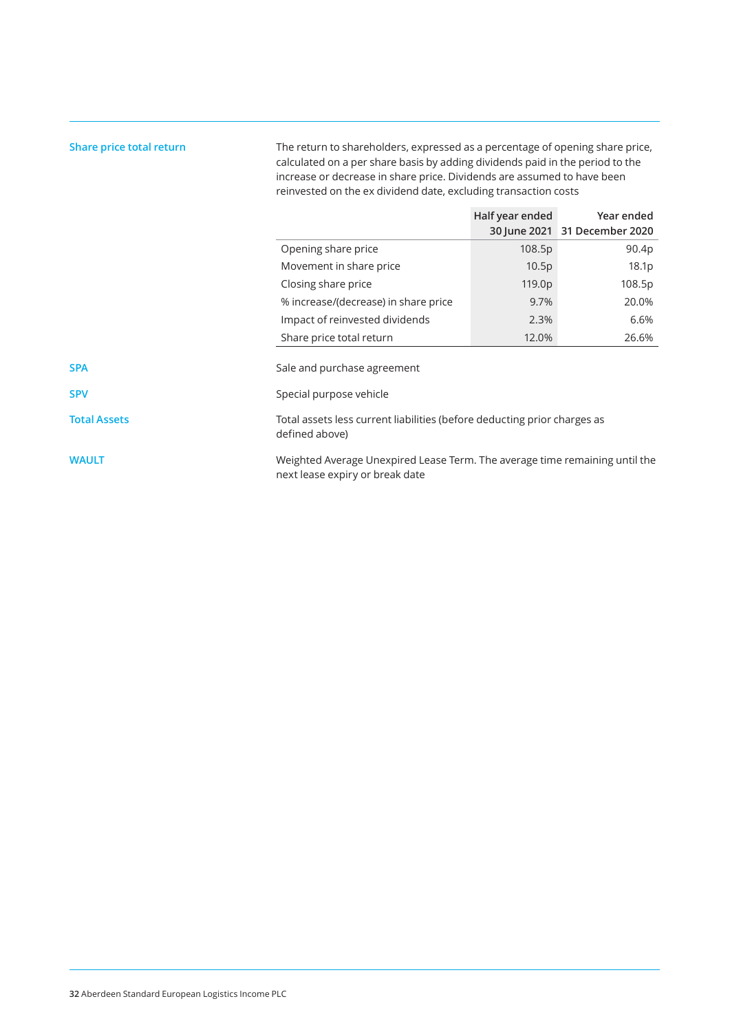**Share price total return**

The return to shareholders, expressed as a percentage of opening share price, calculated on a per share basis by adding dividends paid in the period to the increase or decrease in share price. Dividends are assumed to have been reinvested on the ex dividend date, excluding transaction costs

| | Half year ended 30 June 2021 | Year ended 31 December 2020 |
|---|---|---|
| Opening share price | 108.5p | 90.4p |
| Movement in share price | 10.5p | 18.1p |
| Closing share price | 119.0p | 108.5p |
| % increase/(decrease) in share price | 9.7% | 20.0% |
| Impact of reinvested dividends | 2.3% | 6.6% |
| Share price total return | 12.0% | 26.6% |

**SPA**

Sale and purchase agreement

**SPV**

Special purpose vehicle

**Total Assets**

Total assets less current liabilities (before deducting prior charges as defined above)

**WAULT**

Weighted Average Unexpired Lease Term. The average time remaining until the next lease expiry or break date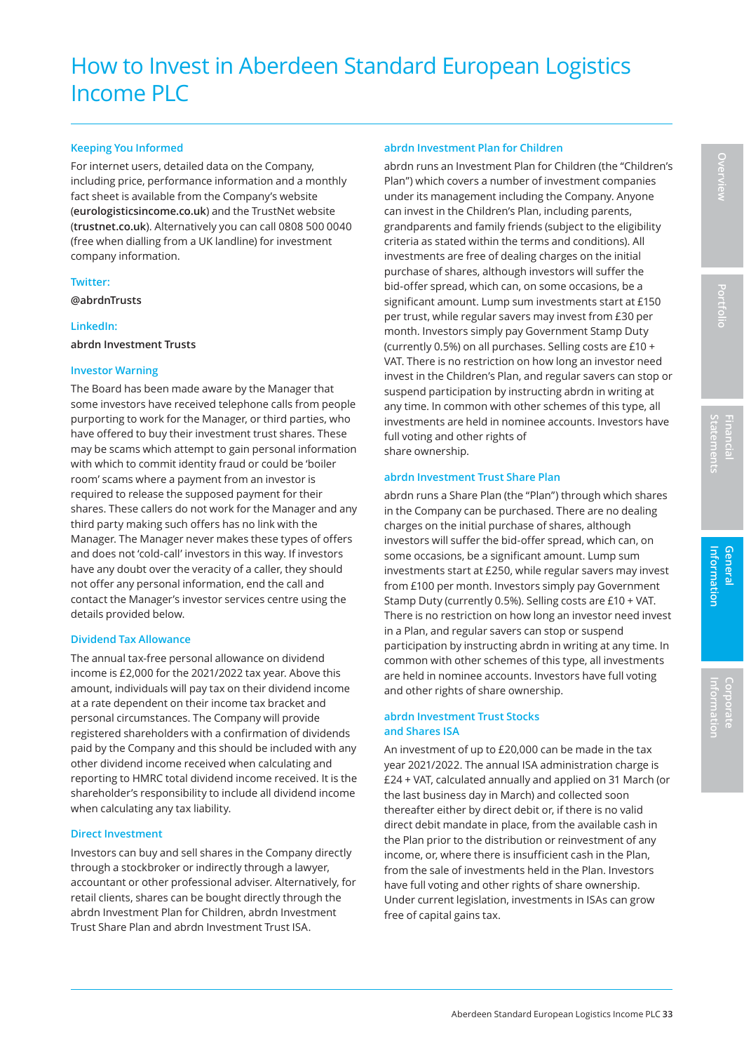# How to Invest in Aberdeen Standard European Logistics Income PLC

### Keeping You Informed

For internet users, detailed data on the Company, including price, performance information and a monthly fact sheet is available from the Company's website (**eurologisticsincome.co.uk**) and the TrustNet website (**trustnet.co.uk**). Alternatively you can call 0808 500 0040 (free when dialling from a UK landline) for investment company information.

### Twitter:

**@abrdnTrusts**

### LinkedIn:

**abrdn Investment Trusts**

### Investor Warning

The Board has been made aware by the Manager that some investors have received telephone calls from people purporting to work for the Manager, or third parties, who have offered to buy their investment trust shares. These may be scams which attempt to gain personal information with which to commit identity fraud or could be 'boiler room' scams where a payment from an investor is required to release the supposed payment for their shares. These callers do not work for the Manager and any third party making such offers has no link with the Manager. The Manager never makes these types of offers and does not 'cold-call' investors in this way. If investors have any doubt over the veracity of a caller, they should not offer any personal information, end the call and contact the Manager's investor services centre using the details provided below.

### Dividend Tax Allowance

The annual tax-free personal allowance on dividend income is £2,000 for the 2021/2022 tax year. Above this amount, individuals will pay tax on their dividend income at a rate dependent on their income tax bracket and personal circumstances. The Company will provide registered shareholders with a confirmation of dividends paid by the Company and this should be included with any other dividend income received when calculating and reporting to HMRC total dividend income received. It is the shareholder's responsibility to include all dividend income when calculating any tax liability.

### Direct Investment

Investors can buy and sell shares in the Company directly through a stockbroker or indirectly through a lawyer, accountant or other professional adviser. Alternatively, for retail clients, shares can be bought directly through the abrdn Investment Plan for Children, abrdn Investment Trust Share Plan and abrdn Investment Trust ISA.

### abrdn Investment Plan for Children

abrdn runs an Investment Plan for Children (the "Children's Plan") which covers a number of investment companies under its management including the Company. Anyone can invest in the Children's Plan, including parents, grandparents and family friends (subject to the eligibility criteria as stated within the terms and conditions). All investments are free of dealing charges on the initial purchase of shares, although investors will suffer the bid-offer spread, which can, on some occasions, be a significant amount. Lump sum investments start at £150 per trust, while regular savers may invest from £30 per month. Investors simply pay Government Stamp Duty (currently 0.5%) on all purchases. Selling costs are £10 + VAT. There is no restriction on how long an investor need invest in the Children's Plan, and regular savers can stop or suspend participation by instructing abrdn in writing at any time. In common with other schemes of this type, all investments are held in nominee accounts. Investors have full voting and other rights of share ownership.

### abrdn Investment Trust Share Plan

abrdn runs a Share Plan (the "Plan") through which shares in the Company can be purchased. There are no dealing charges on the initial purchase of shares, although investors will suffer the bid-offer spread, which can, on some occasions, be a significant amount. Lump sum investments start at £250, while regular savers may invest from £100 per month. Investors simply pay Government Stamp Duty (currently 0.5%). Selling costs are £10 + VAT. There is no restriction on how long an investor need invest in a Plan, and regular savers can stop or suspend participation by instructing abrdn in writing at any time. In common with other schemes of this type, all investments are held in nominee accounts. Investors have full voting and other rights of share ownership.

### abrdn Investment Trust Stocks and Shares ISA

An investment of up to £20,000 can be made in the tax year 2021/2022. The annual ISA administration charge is £24 + VAT, calculated annually and applied on 31 March (or the last business day in March) and collected soon thereafter either by direct debit or, if there is no valid direct debit mandate in place, from the available cash in the Plan prior to the distribution or reinvestment of any income, or, where there is insufficient cash in the Plan, from the sale of investments held in the Plan. Investors have full voting and other rights of share ownership. Under current legislation, investments in ISAs can grow free of capital gains tax.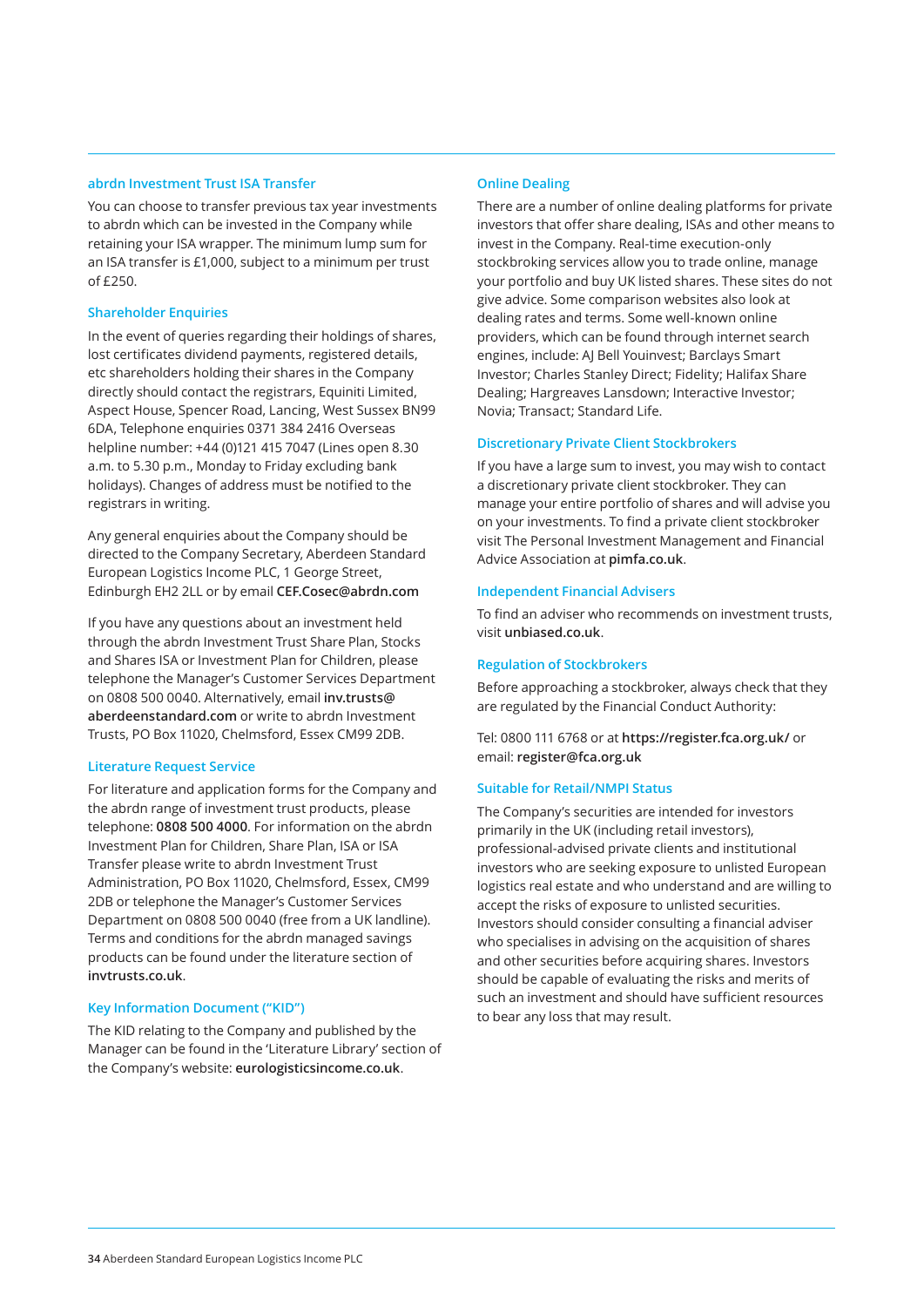### abrdn Investment Trust ISA Transfer

You can choose to transfer previous tax year investments to abrdn which can be invested in the Company while retaining your ISA wrapper. The minimum lump sum for an ISA transfer is £1,000, subject to a minimum per trust of £250.

### Shareholder Enquiries

In the event of queries regarding their holdings of shares, lost certificates dividend payments, registered details, etc shareholders holding their shares in the Company directly should contact the registrars, Equiniti Limited, Aspect House, Spencer Road, Lancing, West Sussex BN99 6DA, Telephone enquiries 0371 384 2416 Overseas helpline number: +44 (0)121 415 7047 (Lines open 8.30 a.m. to 5.30 p.m., Monday to Friday excluding bank holidays). Changes of address must be notified to the registrars in writing.

Any general enquiries about the Company should be directed to the Company Secretary, Aberdeen Standard European Logistics Income PLC, 1 George Street, Edinburgh EH2 2LL or by email **CEF.Cosec@abrdn.com**

If you have any questions about an investment held through the abrdn Investment Trust Share Plan, Stocks and Shares ISA or Investment Plan for Children, please telephone the Manager's Customer Services Department on 0808 500 0040. Alternatively, email **inv.trusts@aberdeenstandard.com** or write to abrdn Investment Trusts, PO Box 11020, Chelmsford, Essex CM99 2DB.

### Literature Request Service

For literature and application forms for the Company and the abrdn range of investment trust products, please telephone: **0808 500 4000**. For information on the abrdn Investment Plan for Children, Share Plan, ISA or ISA Transfer please write to abrdn Investment Trust Administration, PO Box 11020, Chelmsford, Essex, CM99 2DB or telephone the Manager's Customer Services Department on 0808 500 0040 (free from a UK landline). Terms and conditions for the abrdn managed savings products can be found under the literature section of **invtrusts.co.uk**.

### Key Information Document ("KID")

The KID relating to the Company and published by the Manager can be found in the 'Literature Library' section of the Company's website: **eurologisticsincome.co.uk**.

### Online Dealing

There are a number of online dealing platforms for private investors that offer share dealing, ISAs and other means to invest in the Company. Real-time execution-only stockbroking services allow you to trade online, manage your portfolio and buy UK listed shares. These sites do not give advice. Some comparison websites also look at dealing rates and terms. Some well-known online providers, which can be found through internet search engines, include: AJ Bell Youinvest; Barclays Smart Investor; Charles Stanley Direct; Fidelity; Halifax Share Dealing; Hargreaves Lansdown; Interactive Investor; Novia; Transact; Standard Life.

### Discretionary Private Client Stockbrokers

If you have a large sum to invest, you may wish to contact a discretionary private client stockbroker. They can manage your entire portfolio of shares and will advise you on your investments. To find a private client stockbroker visit The Personal Investment Management and Financial Advice Association at **pimfa.co.uk**.

### Independent Financial Advisers

To find an adviser who recommends on investment trusts, visit **unbiased.co.uk**.

### Regulation of Stockbrokers

Before approaching a stockbroker, always check that they are regulated by the Financial Conduct Authority:

Tel: 0800 111 6768 or at **https://register.fca.org.uk/** or email: **register@fca.org.uk**

### Suitable for Retail/NMPI Status

The Company's securities are intended for investors primarily in the UK (including retail investors), professional-advised private clients and institutional investors who are seeking exposure to unlisted European logistics real estate and who understand and are willing to accept the risks of exposure to unlisted securities. Investors should consider consulting a financial adviser who specialises in advising on the acquisition of shares and other securities before acquiring shares. Investors should be capable of evaluating the risks and merits of such an investment and should have sufficient resources to bear any loss that may result.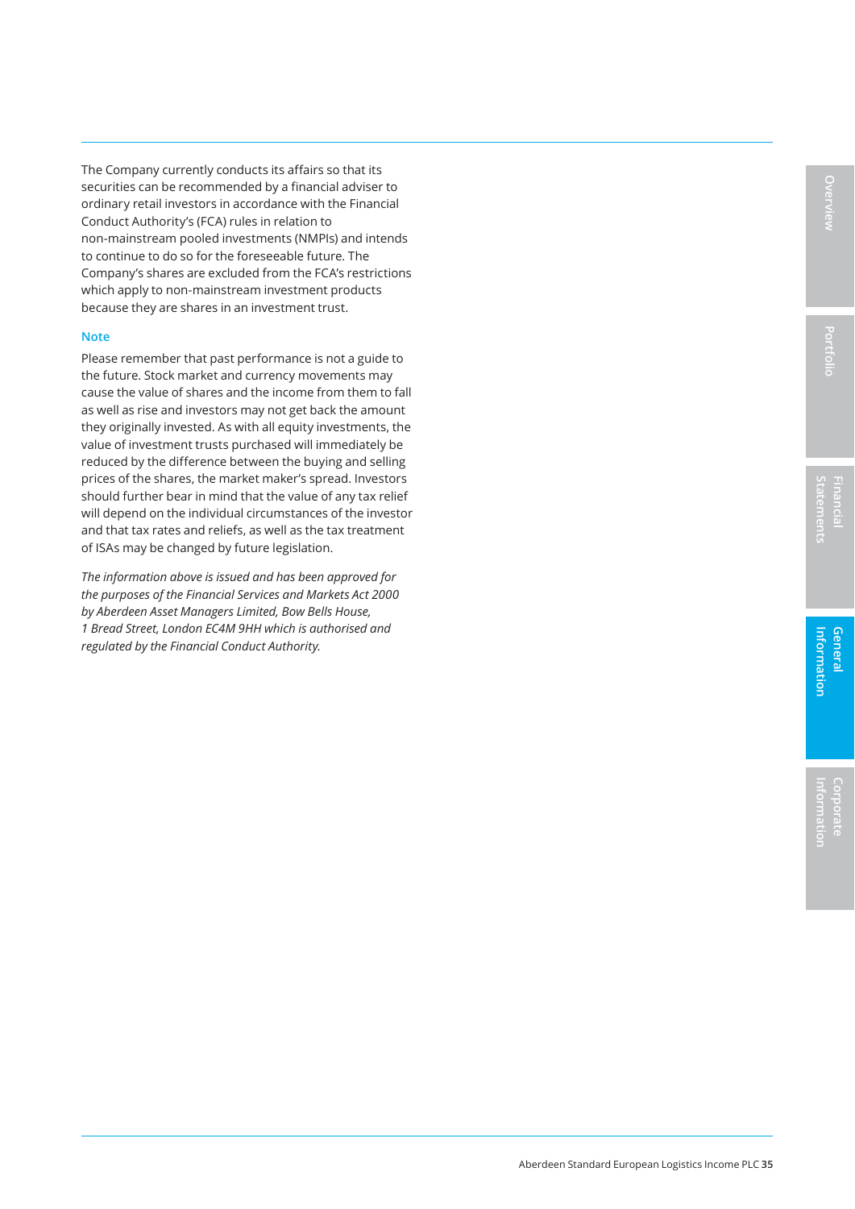The Company currently conducts its affairs so that its securities can be recommended by a financial adviser to ordinary retail investors in accordance with the Financial Conduct Authority's (FCA) rules in relation to non-mainstream pooled investments (NMPIs) and intends to continue to do so for the foreseeable future. The Company's shares are excluded from the FCA's restrictions which apply to non-mainstream investment products because they are shares in an investment trust.

### Note

Please remember that past performance is not a guide to the future. Stock market and currency movements may cause the value of shares and the income from them to fall as well as rise and investors may not get back the amount they originally invested. As with all equity investments, the value of investment trusts purchased will immediately be reduced by the difference between the buying and selling prices of the shares, the market maker's spread. Investors should further bear in mind that the value of any tax relief will depend on the individual circumstances of the investor and that tax rates and reliefs, as well as the tax treatment of ISAs may be changed by future legislation.

*The information above is issued and has been approved for the purposes of the Financial Services and Markets Act 2000 by Aberdeen Asset Managers Limited, Bow Bells House, 1 Bread Street, London EC4M 9HH which is authorised and regulated by the Financial Conduct Authority.*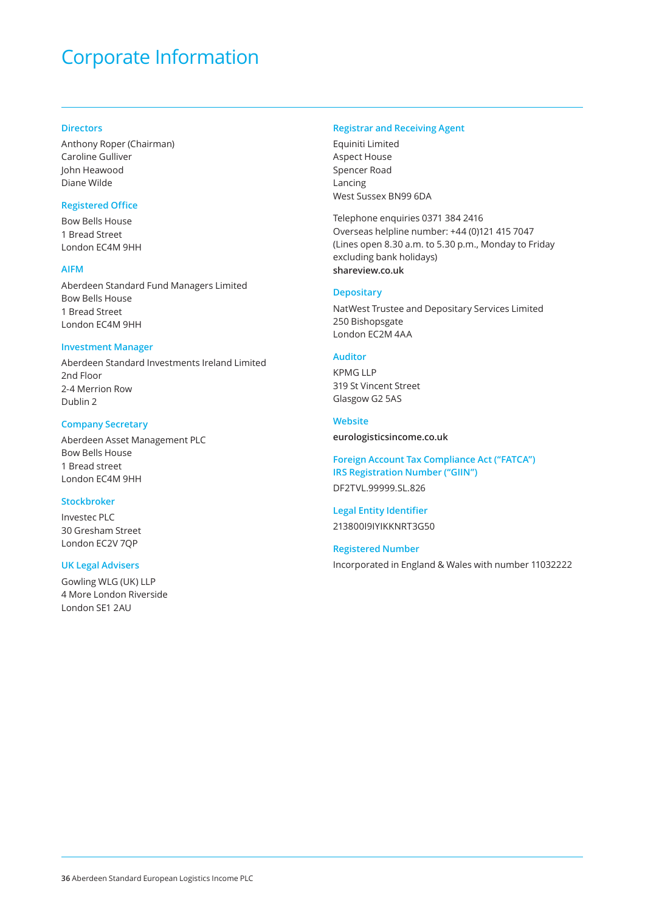# Corporate Information

## Directors

Anthony Roper (Chairman)
Caroline Gulliver
John Heawood
Diane Wilde

## Registered Office

Bow Bells House
1 Bread Street
London EC4M 9HH

## AIFM

Aberdeen Standard Fund Managers Limited
Bow Bells House
1 Bread Street
London EC4M 9HH

## Investment Manager

Aberdeen Standard Investments Ireland Limited
2nd Floor
2-4 Merrion Row
Dublin 2

## Company Secretary

Aberdeen Asset Management PLC
Bow Bells House
1 Bread street
London EC4M 9HH

## Stockbroker

Investec PLC
30 Gresham Street
London EC2V 7QP

## UK Legal Advisers

Gowling WLG (UK) LLP
4 More London Riverside
London SE1 2AU

## Registrar and Receiving Agent

Equiniti Limited
Aspect House
Spencer Road
Lancing
West Sussex BN99 6DA

Telephone enquiries 0371 384 2416
Overseas helpline number: +44 (0)121 415 7047
(Lines open 8.30 a.m. to 5.30 p.m., Monday to Friday excluding bank holidays)
**shareview.co.uk**

## Depositary

NatWest Trustee and Depositary Services Limited
250 Bishopsgate
London EC2M 4AA

## Auditor

KPMG LLP
319 St Vincent Street
Glasgow G2 5AS

## Website

**eurologisticsincome.co.uk**

## Foreign Account Tax Compliance Act ("FATCA") IRS Registration Number ("GIIN")

DF2TVL.99999.SL.826

## Legal Entity Identifier

213800I9IYIKKNRT3G50

## Registered Number

Incorporated in England & Wales with number 11032222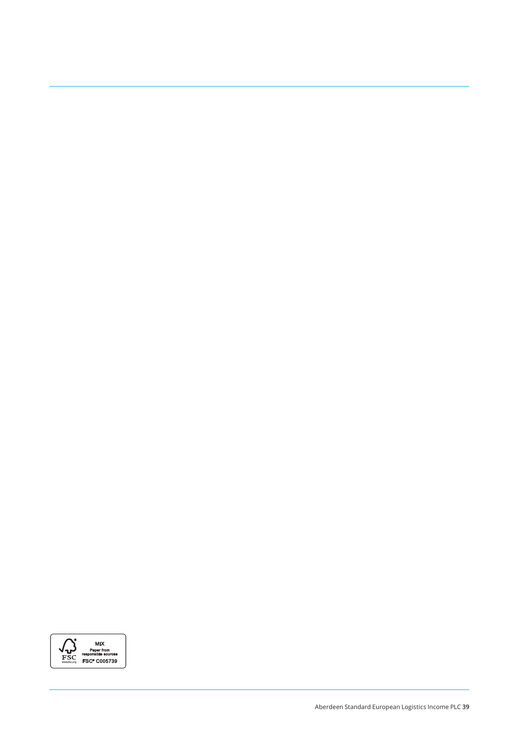MIX
Paper from
responsible sources
FSC® C005739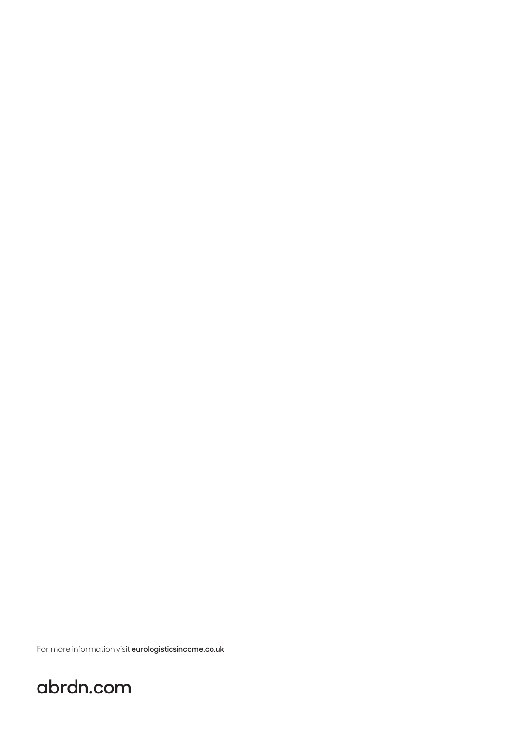For more information visit **eurologisticsincome.co.uk**

**abrdn.com**